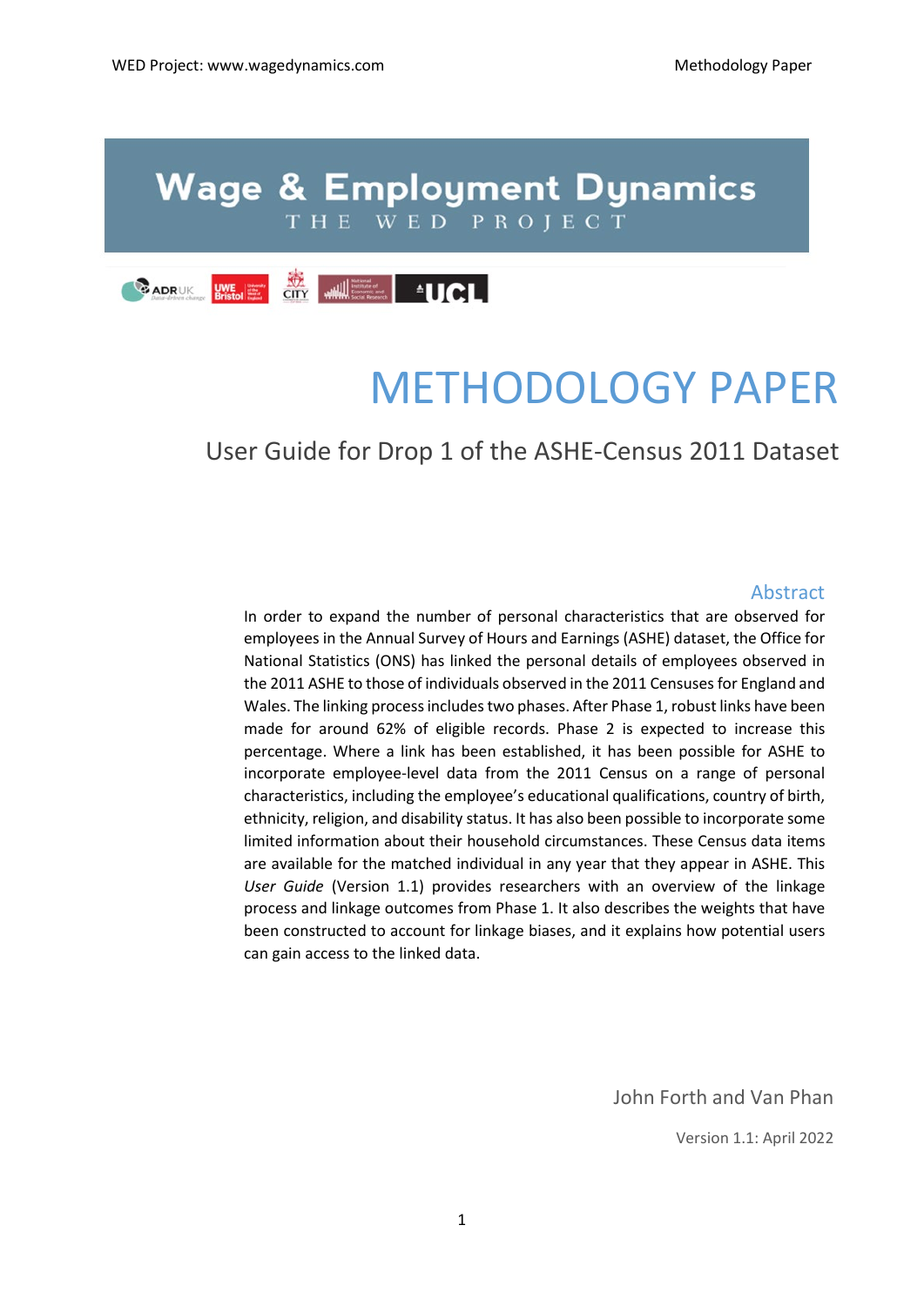# Wage & Employment Dynamics

THE WED PROJECT

# METHODOLOGY PAPER

## User Guide for Drop 1 of the ASHE-Census 2011 Dataset

### Abstract

In order to expand the number of personal characteristics that are observed for employees in the Annual Survey of Hours and Earnings (ASHE) dataset, the Office for National Statistics (ONS) has linked the personal details of employees observed in the 2011 ASHE to those of individuals observed in the 2011 Censuses for England and Wales. The linking process includes two phases. After Phase 1, robust links have been made for around 62% of eligible records. Phase 2 is expected to increase this percentage. Where a link has been established, it has been possible for ASHE to incorporate employee-level data from the 2011 Census on a range of personal characteristics, including the employee's educational qualifications, country of birth, ethnicity, religion, and disability status. It has also been possible to incorporate some limited information about their household circumstances. These Census data items are available for the matched individual in any year that they appear in ASHE. This *User Guide* (Version 1.1) provides researchers with an overview of the linkage process and linkage outcomes from Phase 1. It also describes the weights that have been constructed to account for linkage biases, and it explains how potential users can gain access to the linked data.

John Forth and Van Phan

Version 1.1: April 2022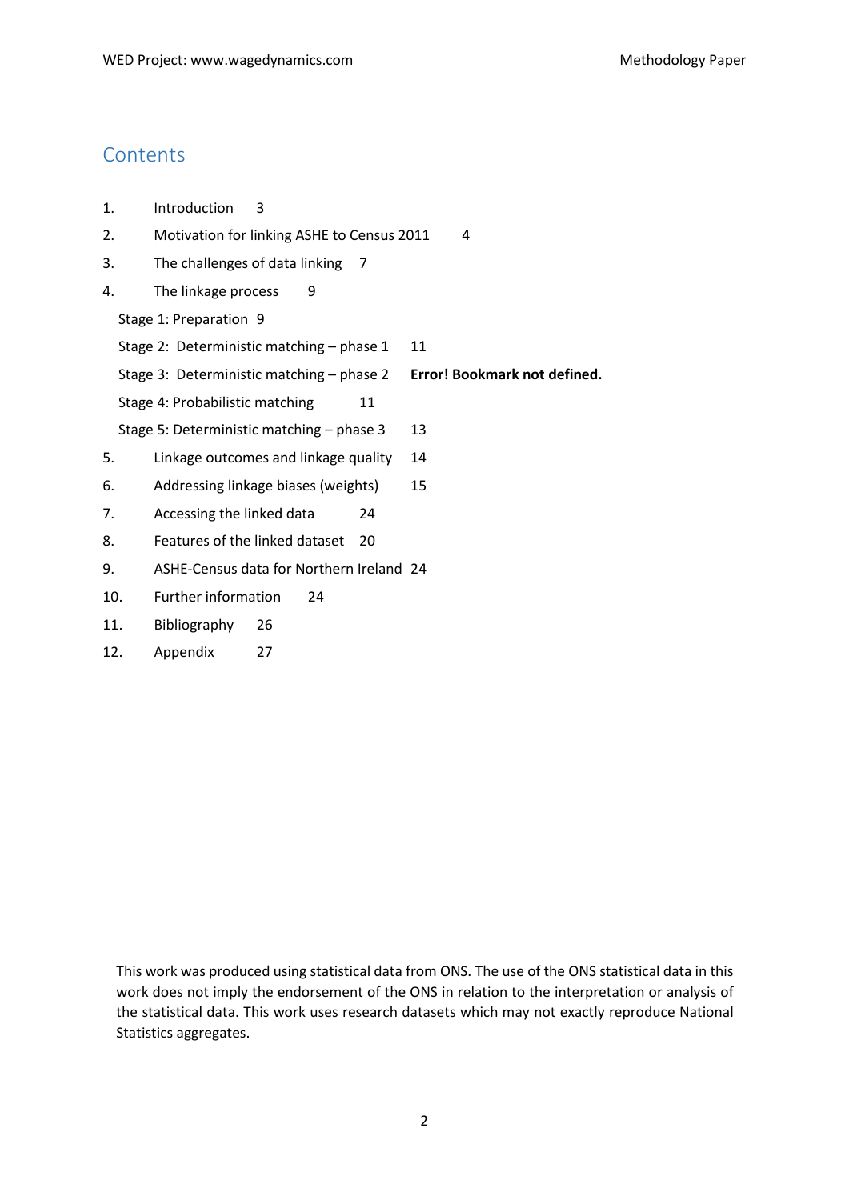## Contents

1. Introduction 3
2. Motivation for linking ASHE to Census 2011 4
3. The challenges of data linking 7
4. The linkage process 9
   - Stage 1: Preparation 9
   - Stage 2: Deterministic matching – phase 1 11
   - Stage 3: Deterministic matching – phase 2 **Error! Bookmark not defined.**
   - Stage 4: Probabilistic matching 11
   - Stage 5: Deterministic matching – phase 3 13
5. Linkage outcomes and linkage quality 14
6. Addressing linkage biases (weights) 15
7. Accessing the linked data 24
8. Features of the linked dataset 20
9. ASHE-Census data for Northern Ireland 24
10. Further information 24
11. Bibliography 26
12. Appendix 27

This work was produced using statistical data from ONS. The use of the ONS statistical data in this work does not imply the endorsement of the ONS in relation to the interpretation or analysis of the statistical data. This work uses research datasets which may not exactly reproduce National Statistics aggregates.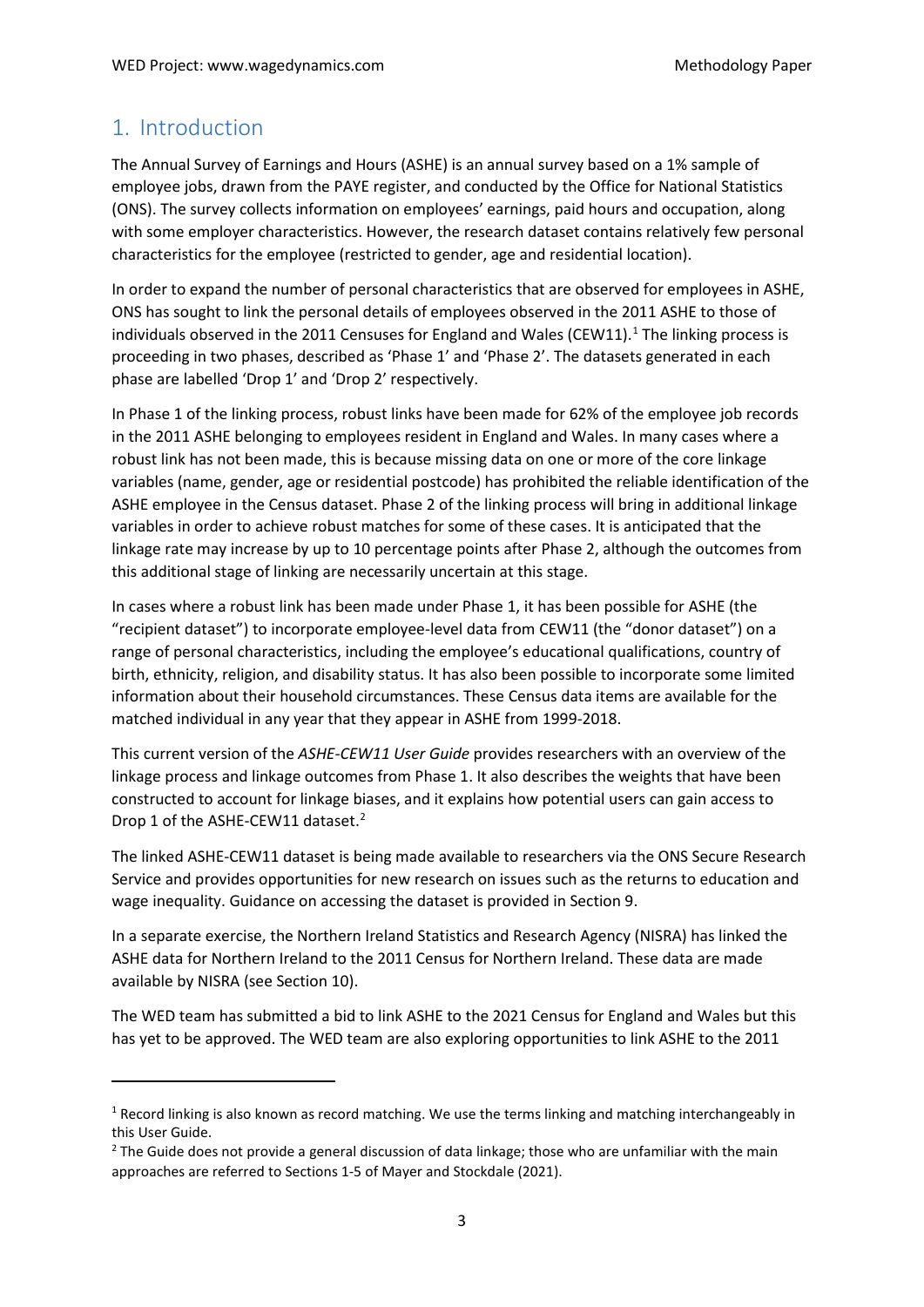# 1. Introduction

The Annual Survey of Earnings and Hours (ASHE) is an annual survey based on a 1% sample of employee jobs, drawn from the PAYE register, and conducted by the Office for National Statistics (ONS). The survey collects information on employees' earnings, paid hours and occupation, along with some employer characteristics. However, the research dataset contains relatively few personal characteristics for the employee (restricted to gender, age and residential location).

In order to expand the number of personal characteristics that are observed for employees in ASHE, ONS has sought to link the personal details of employees observed in the 2011 ASHE to those of individuals observed in the 2011 Censuses for England and Wales (CEW11).[1] The linking process is proceeding in two phases, described as 'Phase 1' and 'Phase 2'. The datasets generated in each phase are labelled 'Drop 1' and 'Drop 2' respectively.

In Phase 1 of the linking process, robust links have been made for 62% of the employee job records in the 2011 ASHE belonging to employees resident in England and Wales. In many cases where a robust link has not been made, this is because missing data on one or more of the core linkage variables (name, gender, age or residential postcode) has prohibited the reliable identification of the ASHE employee in the Census dataset. Phase 2 of the linking process will bring in additional linkage variables in order to achieve robust matches for some of these cases. It is anticipated that the linkage rate may increase by up to 10 percentage points after Phase 2, although the outcomes from this additional stage of linking are necessarily uncertain at this stage.

In cases where a robust link has been made under Phase 1, it has been possible for ASHE (the "recipient dataset") to incorporate employee-level data from CEW11 (the "donor dataset") on a range of personal characteristics, including the employee's educational qualifications, country of birth, ethnicity, religion, and disability status. It has also been possible to incorporate some limited information about their household circumstances. These Census data items are available for the matched individual in any year that they appear in ASHE from 1999-2018.

This current version of the *ASHE-CEW11 User Guide* provides researchers with an overview of the linkage process and linkage outcomes from Phase 1. It also describes the weights that have been constructed to account for linkage biases, and it explains how potential users can gain access to Drop 1 of the ASHE-CEW11 dataset.[2]

The linked ASHE-CEW11 dataset is being made available to researchers via the ONS Secure Research Service and provides opportunities for new research on issues such as the returns to education and wage inequality. Guidance on accessing the dataset is provided in Section 9.

In a separate exercise, the Northern Ireland Statistics and Research Agency (NISRA) has linked the ASHE data for Northern Ireland to the 2011 Census for Northern Ireland. These data are made available by NISRA (see Section 10).

The WED team has submitted a bid to link ASHE to the 2021 Census for England and Wales but this has yet to be approved. The WED team are also exploring opportunities to link ASHE to the 2011

---

[1] Record linking is also known as record matching. We use the terms linking and matching interchangeably in this User Guide.

[2] The Guide does not provide a general discussion of data linkage; those who are unfamiliar with the main approaches are referred to Sections 1-5 of Mayer and Stockdale (2021).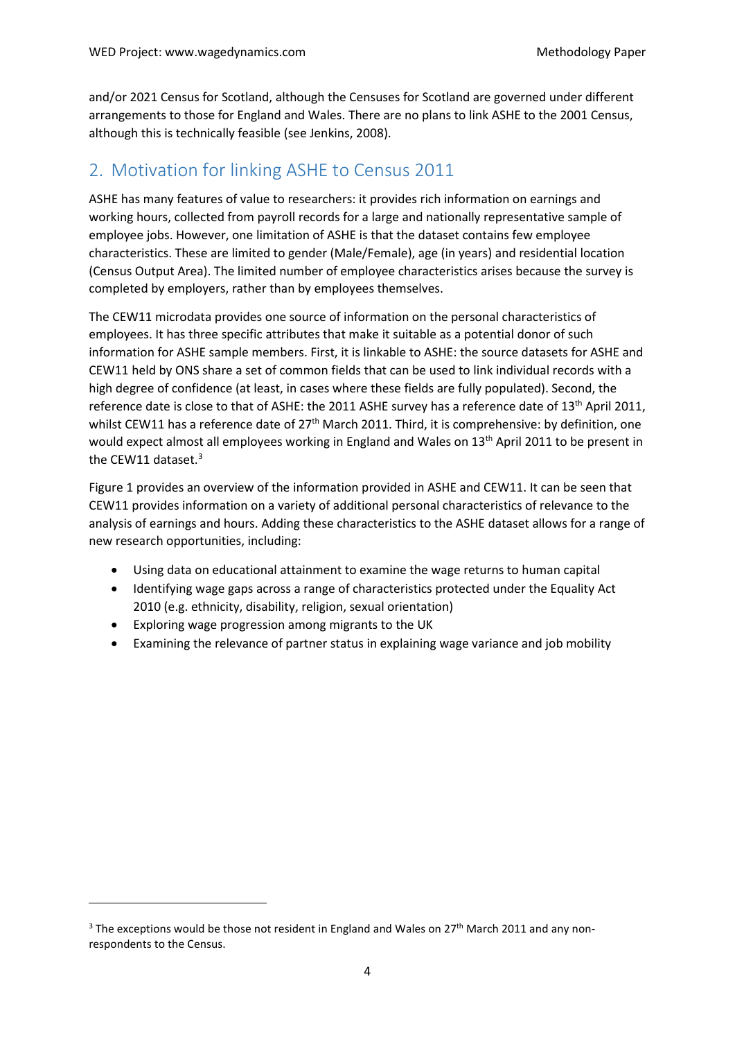and/or 2021 Census for Scotland, although the Censuses for Scotland are governed under different arrangements to those for England and Wales. There are no plans to link ASHE to the 2001 Census, although this is technically feasible (see Jenkins, 2008).

## 2. Motivation for linking ASHE to Census 2011

ASHE has many features of value to researchers: it provides rich information on earnings and working hours, collected from payroll records for a large and nationally representative sample of employee jobs. However, one limitation of ASHE is that the dataset contains few employee characteristics. These are limited to gender (Male/Female), age (in years) and residential location (Census Output Area). The limited number of employee characteristics arises because the survey is completed by employers, rather than by employees themselves.

The CEW11 microdata provides one source of information on the personal characteristics of employees. It has three specific attributes that make it suitable as a potential donor of such information for ASHE sample members. First, it is linkable to ASHE: the source datasets for ASHE and CEW11 held by ONS share a set of common fields that can be used to link individual records with a high degree of confidence (at least, in cases where these fields are fully populated). Second, the reference date is close to that of ASHE: the 2011 ASHE survey has a reference date of 13th April 2011, whilst CEW11 has a reference date of 27th March 2011. Third, it is comprehensive: by definition, one would expect almost all employees working in England and Wales on 13th April 2011 to be present in the CEW11 dataset.[3]

Figure 1 provides an overview of the information provided in ASHE and CEW11. It can be seen that CEW11 provides information on a variety of additional personal characteristics of relevance to the analysis of earnings and hours. Adding these characteristics to the ASHE dataset allows for a range of new research opportunities, including:

- Using data on educational attainment to examine the wage returns to human capital
- Identifying wage gaps across a range of characteristics protected under the Equality Act 2010 (e.g. ethnicity, disability, religion, sexual orientation)
- Exploring wage progression among migrants to the UK
- Examining the relevance of partner status in explaining wage variance and job mobility

[3] The exceptions would be those not resident in England and Wales on 27th March 2011 and any non-respondents to the Census.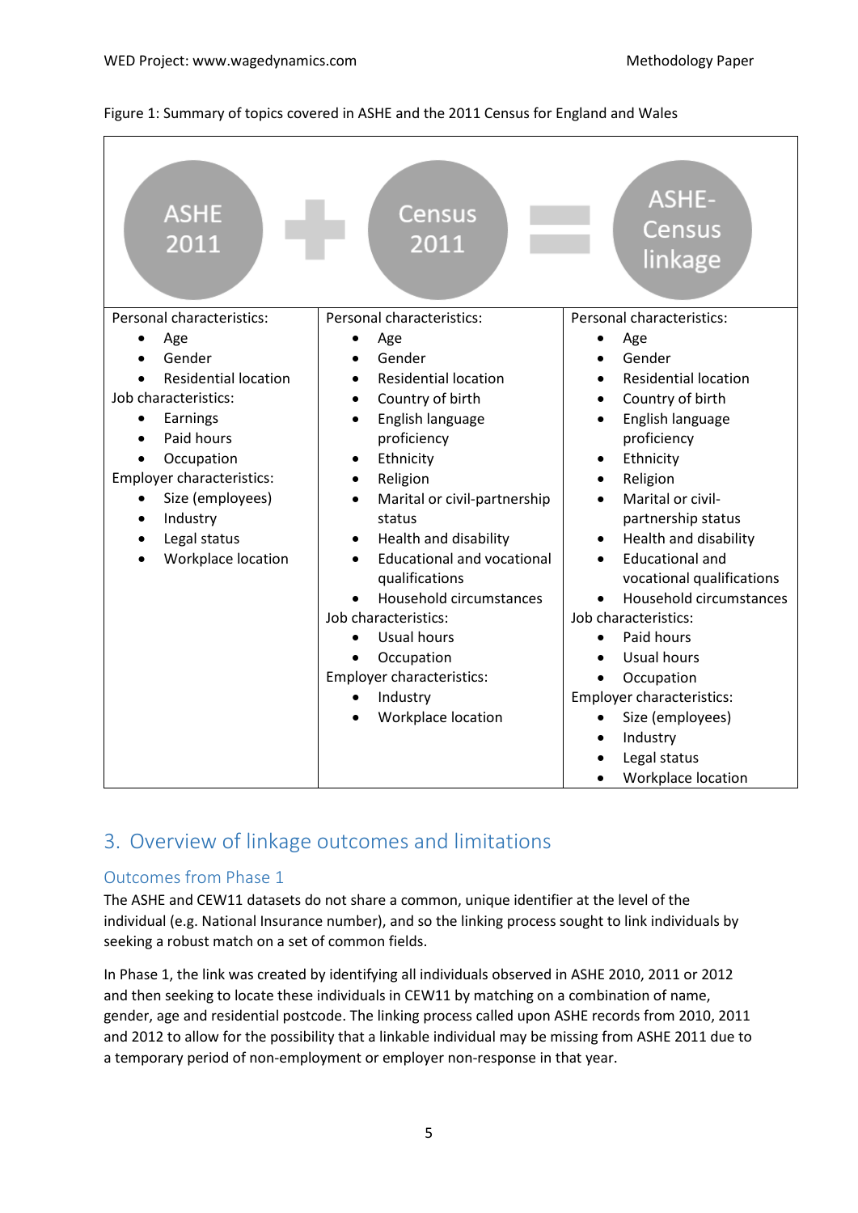Figure 1: Summary of topics covered in ASHE and the 2011 Census for England and Wales

| ASHE 2011 | Census 2011 | ASHE-Census linkage |
|---|---|---|
| Personal characteristics:<br>• Age<br>• Gender<br>• Residential location<br>Job characteristics:<br>• Earnings<br>• Paid hours<br>• Occupation<br>Employer characteristics:<br>• Size (employees)<br>• Industry<br>• Legal status<br>• Workplace location | Personal characteristics:<br>• Age<br>• Gender<br>• Residential location<br>• Country of birth<br>• English language proficiency<br>• Ethnicity<br>• Religion<br>• Marital or civil-partnership status<br>• Health and disability<br>• Educational and vocational qualifications<br>• Household circumstances<br>Job characteristics:<br>• Usual hours<br>• Occupation<br>Employer characteristics:<br>• Industry<br>• Workplace location | Personal characteristics:<br>• Age<br>• Gender<br>• Residential location<br>• Country of birth<br>• English language proficiency<br>• Ethnicity<br>• Religion<br>• Marital or civil-partnership status<br>• Health and disability<br>• Educational and vocational qualifications<br>• Household circumstances<br>Job characteristics:<br>• Paid hours<br>• Usual hours<br>• Occupation<br>Employer characteristics:<br>• Size (employees)<br>• Industry<br>• Legal status<br>• Workplace location |

## 3. Overview of linkage outcomes and limitations

### Outcomes from Phase 1

The ASHE and CEW11 datasets do not share a common, unique identifier at the level of the individual (e.g. National Insurance number), and so the linking process sought to link individuals by seeking a robust match on a set of common fields.

In Phase 1, the link was created by identifying all individuals observed in ASHE 2010, 2011 or 2012 and then seeking to locate these individuals in CEW11 by matching on a combination of name, gender, age and residential postcode. The linking process called upon ASHE records from 2010, 2011 and 2012 to allow for the possibility that a linkable individual may be missing from ASHE 2011 due to a temporary period of non-employment or employer non-response in that year.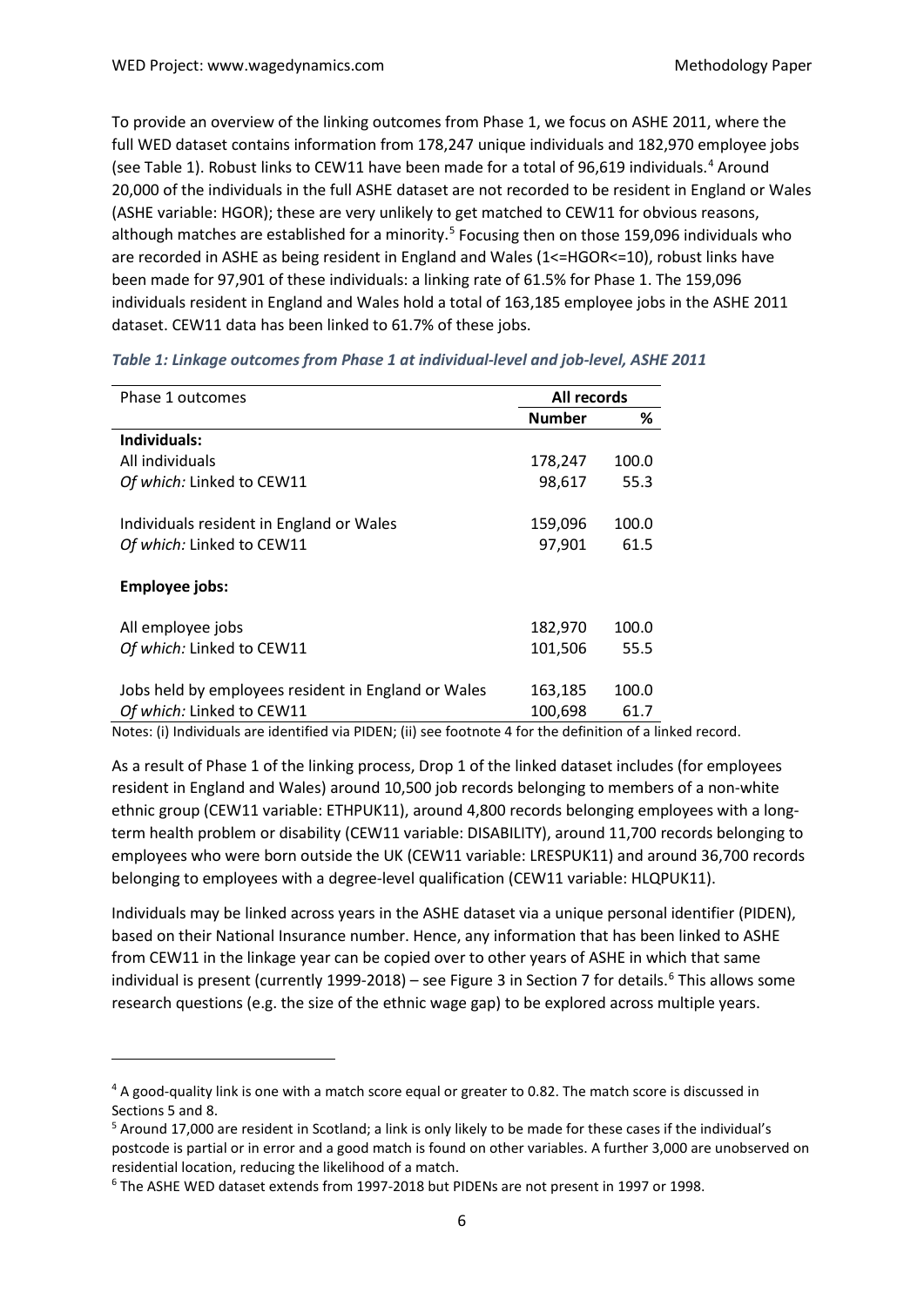To provide an overview of the linking outcomes from Phase 1, we focus on ASHE 2011, where the full WED dataset contains information from 178,247 unique individuals and 182,970 employee jobs (see Table 1). Robust links to CEW11 have been made for a total of 96,619 individuals.[4] Around 20,000 of the individuals in the full ASHE dataset are not recorded to be resident in England or Wales (ASHE variable: HGOR); these are very unlikely to get matched to CEW11 for obvious reasons, although matches are established for a minority.[5] Focusing then on those 159,096 individuals who are recorded in ASHE as being resident in England and Wales (1<=HGOR<=10), robust links have been made for 97,901 of these individuals: a linking rate of 61.5% for Phase 1. The 159,096 individuals resident in England and Wales hold a total of 163,185 employee jobs in the ASHE 2011 dataset. CEW11 data has been linked to 61.7% of these jobs.

***Table 1: Linkage outcomes from Phase 1 at individual-level and job-level, ASHE 2011***

| Phase 1 outcomes | All records | |
|---|---|---|
| | **Number** | **%** |
| **Individuals:** | | |
| All individuals | 178,247 | 100.0 |
| *Of which:* Linked to CEW11 | 98,617 | 55.3 |
| Individuals resident in England or Wales | 159,096 | 100.0 |
| *Of which:* Linked to CEW11 | 97,901 | 61.5 |
| **Employee jobs:** | | |
| All employee jobs | 182,970 | 100.0 |
| *Of which:* Linked to CEW11 | 101,506 | 55.5 |
| Jobs held by employees resident in England or Wales | 163,185 | 100.0 |
| *Of which:* Linked to CEW11 | 100,698 | 61.7 |

Notes: (i) Individuals are identified via PIDEN; (ii) see footnote 4 for the definition of a linked record.

As a result of Phase 1 of the linking process, Drop 1 of the linked dataset includes (for employees resident in England and Wales) around 10,500 job records belonging to members of a non-white ethnic group (CEW11 variable: ETHPUK11), around 4,800 records belonging employees with a long-term health problem or disability (CEW11 variable: DISABILITY), around 11,700 records belonging to employees who were born outside the UK (CEW11 variable: LRESPUK11) and around 36,700 records belonging to employees with a degree-level qualification (CEW11 variable: HLQPUK11).

Individuals may be linked across years in the ASHE dataset via a unique personal identifier (PIDEN), based on their National Insurance number. Hence, any information that has been linked to ASHE from CEW11 in the linkage year can be copied over to other years of ASHE in which that same individual is present (currently 1999-2018) – see Figure 3 in Section 7 for details.[6] This allows some research questions (e.g. the size of the ethnic wage gap) to be explored across multiple years.

---

[4] A good-quality link is one with a match score equal or greater to 0.82. The match score is discussed in Sections 5 and 8.

[5] Around 17,000 are resident in Scotland; a link is only likely to be made for these cases if the individual's postcode is partial or in error and a good match is found on other variables. A further 3,000 are unobserved on residential location, reducing the likelihood of a match.

[6] The ASHE WED dataset extends from 1997-2018 but PIDENs are not present in 1997 or 1998.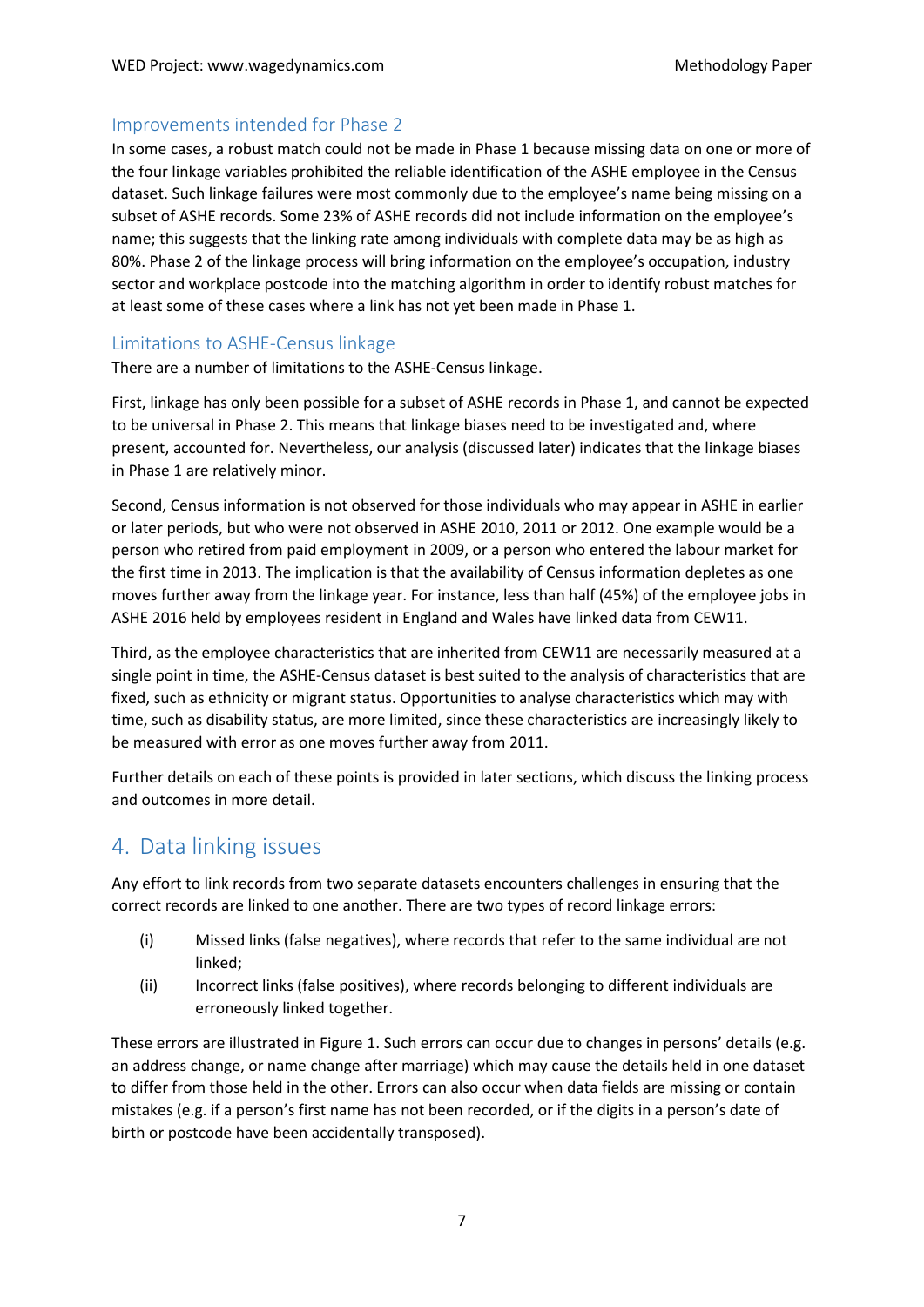### Improvements intended for Phase 2

In some cases, a robust match could not be made in Phase 1 because missing data on one or more of the four linkage variables prohibited the reliable identification of the ASHE employee in the Census dataset. Such linkage failures were most commonly due to the employee's name being missing on a subset of ASHE records. Some 23% of ASHE records did not include information on the employee's name; this suggests that the linking rate among individuals with complete data may be as high as 80%. Phase 2 of the linkage process will bring information on the employee's occupation, industry sector and workplace postcode into the matching algorithm in order to identify robust matches for at least some of these cases where a link has not yet been made in Phase 1.

### Limitations to ASHE-Census linkage

There are a number of limitations to the ASHE-Census linkage.

First, linkage has only been possible for a subset of ASHE records in Phase 1, and cannot be expected to be universal in Phase 2. This means that linkage biases need to be investigated and, where present, accounted for. Nevertheless, our analysis (discussed later) indicates that the linkage biases in Phase 1 are relatively minor.

Second, Census information is not observed for those individuals who may appear in ASHE in earlier or later periods, but who were not observed in ASHE 2010, 2011 or 2012. One example would be a person who retired from paid employment in 2009, or a person who entered the labour market for the first time in 2013. The implication is that the availability of Census information depletes as one moves further away from the linkage year. For instance, less than half (45%) of the employee jobs in ASHE 2016 held by employees resident in England and Wales have linked data from CEW11.

Third, as the employee characteristics that are inherited from CEW11 are necessarily measured at a single point in time, the ASHE-Census dataset is best suited to the analysis of characteristics that are fixed, such as ethnicity or migrant status. Opportunities to analyse characteristics which may with time, such as disability status, are more limited, since these characteristics are increasingly likely to be measured with error as one moves further away from 2011.

Further details on each of these points is provided in later sections, which discuss the linking process and outcomes in more detail.

## 4. Data linking issues

Any effort to link records from two separate datasets encounters challenges in ensuring that the correct records are linked to one another. There are two types of record linkage errors:

(i) Missed links (false negatives), where records that refer to the same individual are not linked;

(ii) Incorrect links (false positives), where records belonging to different individuals are erroneously linked together.

These errors are illustrated in Figure 1. Such errors can occur due to changes in persons' details (e.g. an address change, or name change after marriage) which may cause the details held in one dataset to differ from those held in the other. Errors can also occur when data fields are missing or contain mistakes (e.g. if a person's first name has not been recorded, or if the digits in a person's date of birth or postcode have been accidentally transposed).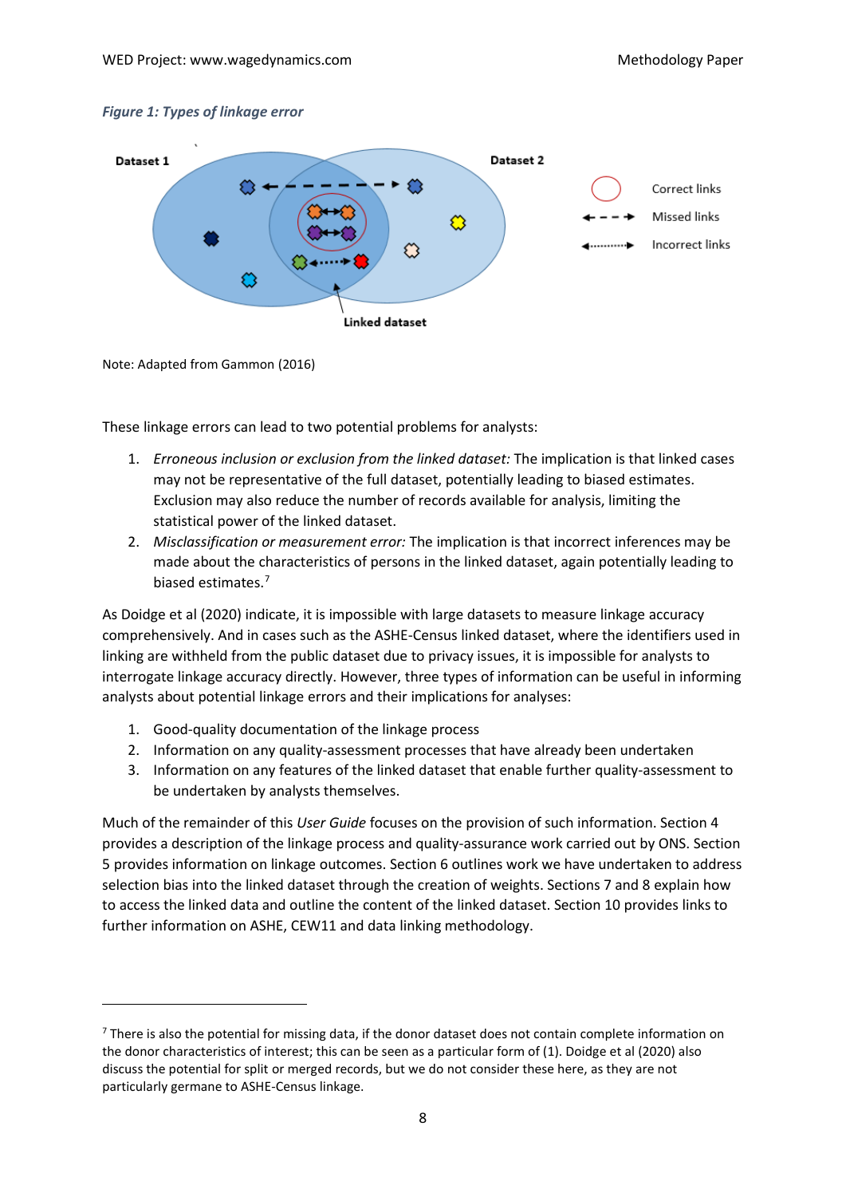*Figure 1: Types of linkage error*

Note: Adapted from Gammon (2016)

These linkage errors can lead to two potential problems for analysts:

1. *Erroneous inclusion or exclusion from the linked dataset:* The implication is that linked cases may not be representative of the full dataset, potentially leading to biased estimates. Exclusion may also reduce the number of records available for analysis, limiting the statistical power of the linked dataset.
2. *Misclassification or measurement error:* The implication is that incorrect inferences may be made about the characteristics of persons in the linked dataset, again potentially leading to biased estimates.[7]

As Doidge et al (2020) indicate, it is impossible with large datasets to measure linkage accuracy comprehensively. And in cases such as the ASHE-Census linked dataset, where the identifiers used in linking are withheld from the public dataset due to privacy issues, it is impossible for analysts to interrogate linkage accuracy directly. However, three types of information can be useful in informing analysts about potential linkage errors and their implications for analyses:

1. Good-quality documentation of the linkage process
2. Information on any quality-assessment processes that have already been undertaken
3. Information on any features of the linked dataset that enable further quality-assessment to be undertaken by analysts themselves.

Much of the remainder of this *User Guide* focuses on the provision of such information. Section 4 provides a description of the linkage process and quality-assurance work carried out by ONS. Section 5 provides information on linkage outcomes. Section 6 outlines work we have undertaken to address selection bias into the linked dataset through the creation of weights. Sections 7 and 8 explain how to access the linked data and outline the content of the linked dataset. Section 10 provides links to further information on ASHE, CEW11 and data linking methodology.

---

[7] There is also the potential for missing data, if the donor dataset does not contain complete information on the donor characteristics of interest; this can be seen as a particular form of (1). Doidge et al (2020) also discuss the potential for split or merged records, but we do not consider these here, as they are not particularly germane to ASHE-Census linkage.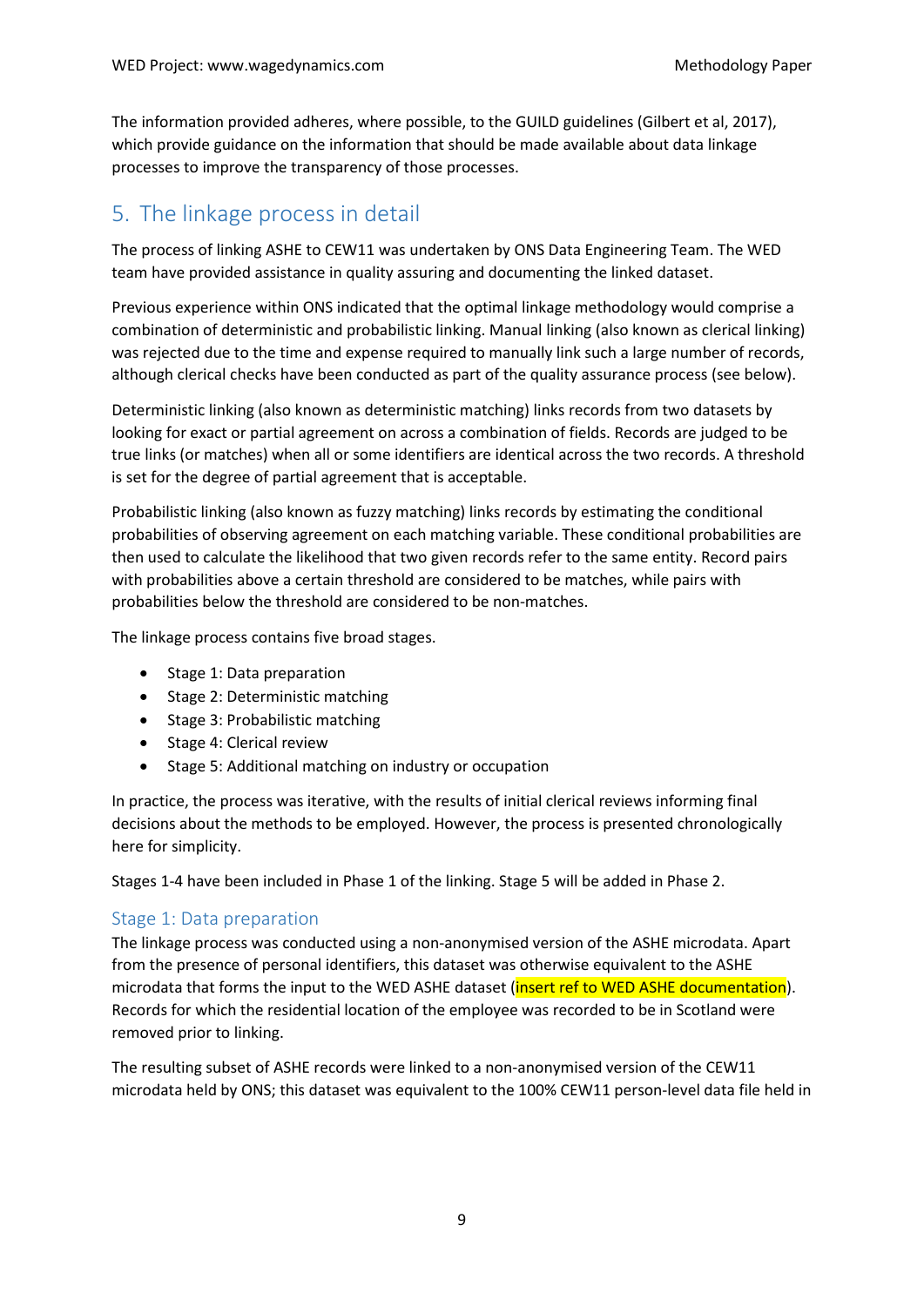The information provided adheres, where possible, to the GUILD guidelines (Gilbert et al, 2017), which provide guidance on the information that should be made available about data linkage processes to improve the transparency of those processes.

## 5. The linkage process in detail

The process of linking ASHE to CEW11 was undertaken by ONS Data Engineering Team. The WED team have provided assistance in quality assuring and documenting the linked dataset.

Previous experience within ONS indicated that the optimal linkage methodology would comprise a combination of deterministic and probabilistic linking. Manual linking (also known as clerical linking) was rejected due to the time and expense required to manually link such a large number of records, although clerical checks have been conducted as part of the quality assurance process (see below).

Deterministic linking (also known as deterministic matching) links records from two datasets by looking for exact or partial agreement on across a combination of fields. Records are judged to be true links (or matches) when all or some identifiers are identical across the two records. A threshold is set for the degree of partial agreement that is acceptable.

Probabilistic linking (also known as fuzzy matching) links records by estimating the conditional probabilities of observing agreement on each matching variable. These conditional probabilities are then used to calculate the likelihood that two given records refer to the same entity. Record pairs with probabilities above a certain threshold are considered to be matches, while pairs with probabilities below the threshold are considered to be non-matches.

The linkage process contains five broad stages.

- Stage 1: Data preparation
- Stage 2: Deterministic matching
- Stage 3: Probabilistic matching
- Stage 4: Clerical review
- Stage 5: Additional matching on industry or occupation

In practice, the process was iterative, with the results of initial clerical reviews informing final decisions about the methods to be employed. However, the process is presented chronologically here for simplicity.

Stages 1-4 have been included in Phase 1 of the linking. Stage 5 will be added in Phase 2.

### Stage 1: Data preparation

The linkage process was conducted using a non-anonymised version of the ASHE microdata. Apart from the presence of personal identifiers, this dataset was otherwise equivalent to the ASHE microdata that forms the input to the WED ASHE dataset (insert ref to WED ASHE documentation). Records for which the residential location of the employee was recorded to be in Scotland were removed prior to linking.

The resulting subset of ASHE records were linked to a non-anonymised version of the CEW11 microdata held by ONS; this dataset was equivalent to the 100% CEW11 person-level data file held in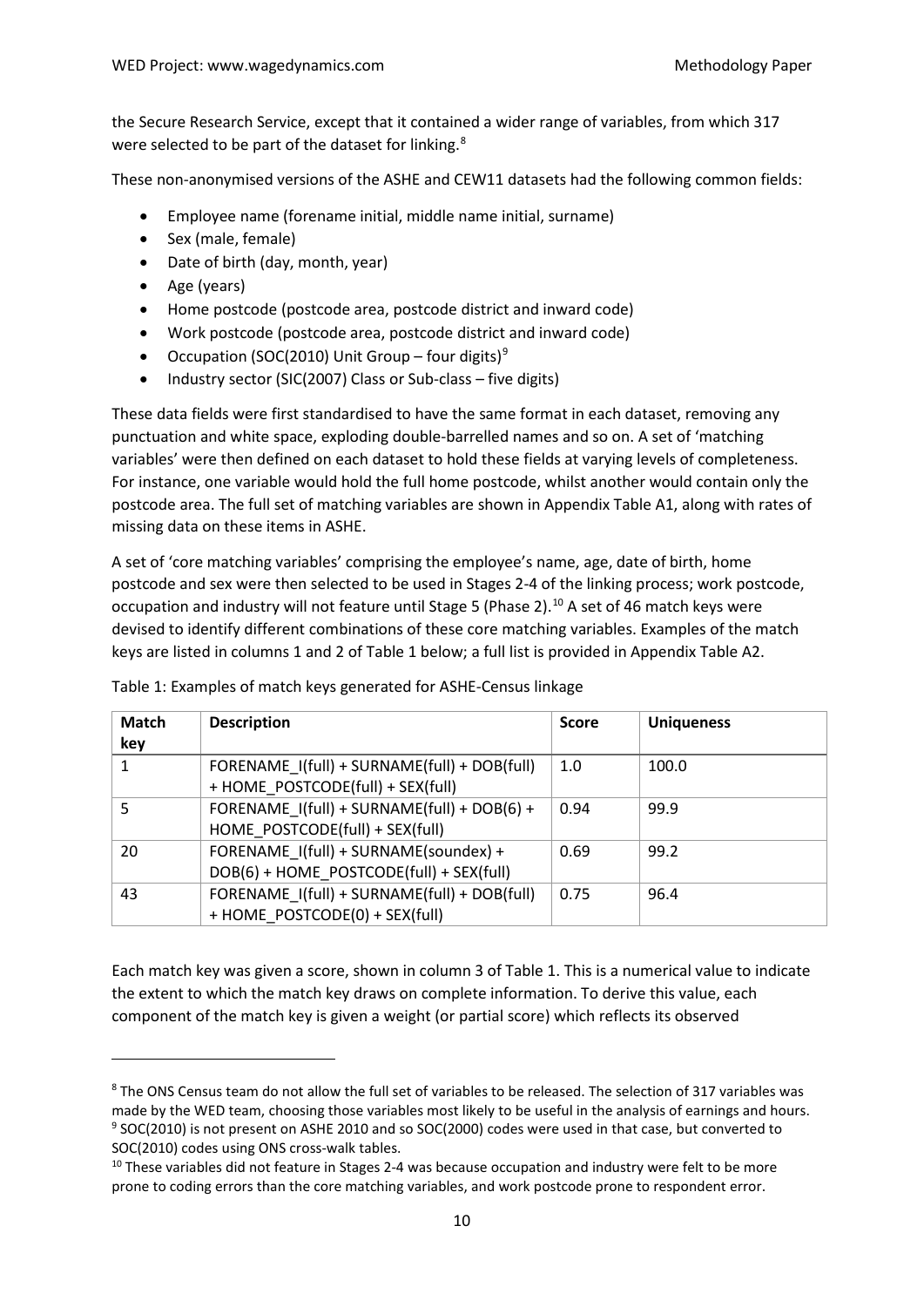the Secure Research Service, except that it contained a wider range of variables, from which 317 were selected to be part of the dataset for linking.[8]

These non-anonymised versions of the ASHE and CEW11 datasets had the following common fields:

- Employee name (forename initial, middle name initial, surname)
- Sex (male, female)
- Date of birth (day, month, year)
- Age (years)
- Home postcode (postcode area, postcode district and inward code)
- Work postcode (postcode area, postcode district and inward code)
- Occupation (SOC(2010) Unit Group – four digits)[9]
- Industry sector (SIC(2007) Class or Sub-class – five digits)

These data fields were first standardised to have the same format in each dataset, removing any punctuation and white space, exploding double-barrelled names and so on. A set of 'matching variables' were then defined on each dataset to hold these fields at varying levels of completeness. For instance, one variable would hold the full home postcode, whilst another would contain only the postcode area. The full set of matching variables are shown in Appendix Table A1, along with rates of missing data on these items in ASHE.

A set of 'core matching variables' comprising the employee's name, age, date of birth, home postcode and sex were then selected to be used in Stages 2-4 of the linking process; work postcode, occupation and industry will not feature until Stage 5 (Phase 2).[10] A set of 46 match keys were devised to identify different combinations of these core matching variables. Examples of the match keys are listed in columns 1 and 2 of Table 1 below; a full list is provided in Appendix Table A2.

Table 1: Examples of match keys generated for ASHE-Census linkage

| Match key | Description | Score | Uniqueness |
|---|---|---|---|
| 1 | FORENAME_I(full) + SURNAME(full) + DOB(full) + HOME_POSTCODE(full) + SEX(full) | 1.0 | 100.0 |
| 5 | FORENAME_I(full) + SURNAME(full) + DOB(6) + HOME_POSTCODE(full) + SEX(full) | 0.94 | 99.9 |
| 20 | FORENAME_I(full) + SURNAME(soundex) + DOB(6) + HOME_POSTCODE(full) + SEX(full) | 0.69 | 99.2 |
| 43 | FORENAME_I(full) + SURNAME(full) + DOB(full) + HOME_POSTCODE(0) + SEX(full) | 0.75 | 96.4 |

Each match key was given a score, shown in column 3 of Table 1. This is a numerical value to indicate the extent to which the match key draws on complete information. To derive this value, each component of the match key is given a weight (or partial score) which reflects its observed

[8] The ONS Census team do not allow the full set of variables to be released. The selection of 317 variables was made by the WED team, choosing those variables most likely to be useful in the analysis of earnings and hours.

[9] SOC(2010) is not present on ASHE 2010 and so SOC(2000) codes were used in that case, but converted to SOC(2010) codes using ONS cross-walk tables.

[10] These variables did not feature in Stages 2-4 was because occupation and industry were felt to be more prone to coding errors than the core matching variables, and work postcode prone to respondent error.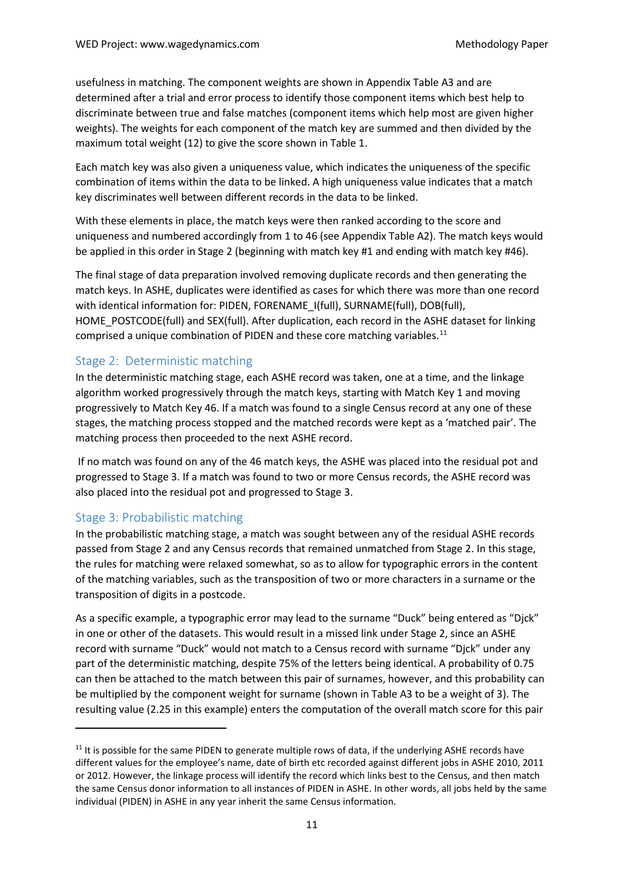usefulness in matching. The component weights are shown in Appendix Table A3 and are determined after a trial and error process to identify those component items which best help to discriminate between true and false matches (component items which help most are given higher weights). The weights for each component of the match key are summed and then divided by the maximum total weight (12) to give the score shown in Table 1.

Each match key was also given a uniqueness value, which indicates the uniqueness of the specific combination of items within the data to be linked. A high uniqueness value indicates that a match key discriminates well between different records in the data to be linked.

With these elements in place, the match keys were then ranked according to the score and uniqueness and numbered accordingly from 1 to 46 (see Appendix Table A2). The match keys would be applied in this order in Stage 2 (beginning with match key #1 and ending with match key #46).

The final stage of data preparation involved removing duplicate records and then generating the match keys. In ASHE, duplicates were identified as cases for which there was more than one record with identical information for: PIDEN, FORENAME_I(full), SURNAME(full), DOB(full), HOME_POSTCODE(full) and SEX(full). After duplication, each record in the ASHE dataset for linking comprised a unique combination of PIDEN and these core matching variables.[11]

## Stage 2: Deterministic matching

In the deterministic matching stage, each ASHE record was taken, one at a time, and the linkage algorithm worked progressively through the match keys, starting with Match Key 1 and moving progressively to Match Key 46. If a match was found to a single Census record at any one of these stages, the matching process stopped and the matched records were kept as a 'matched pair'. The matching process then proceeded to the next ASHE record.

If no match was found on any of the 46 match keys, the ASHE was placed into the residual pot and progressed to Stage 3. If a match was found to two or more Census records, the ASHE record was also placed into the residual pot and progressed to Stage 3.

## Stage 3: Probabilistic matching

In the probabilistic matching stage, a match was sought between any of the residual ASHE records passed from Stage 2 and any Census records that remained unmatched from Stage 2. In this stage, the rules for matching were relaxed somewhat, so as to allow for typographic errors in the content of the matching variables, such as the transposition of two or more characters in a surname or the transposition of digits in a postcode.

As a specific example, a typographic error may lead to the surname "Duck" being entered as "Djck" in one or other of the datasets. This would result in a missed link under Stage 2, since an ASHE record with surname "Duck" would not match to a Census record with surname "Djck" under any part of the deterministic matching, despite 75% of the letters being identical. A probability of 0.75 can then be attached to the match between this pair of surnames, however, and this probability can be multiplied by the component weight for surname (shown in Table A3 to be a weight of 3). The resulting value (2.25 in this example) enters the computation of the overall match score for this pair

[11] It is possible for the same PIDEN to generate multiple rows of data, if the underlying ASHE records have different values for the employee's name, date of birth etc recorded against different jobs in ASHE 2010, 2011 or 2012. However, the linkage process will identify the record which links best to the Census, and then match the same Census donor information to all instances of PIDEN in ASHE. In other words, all jobs held by the same individual (PIDEN) in ASHE in any year inherit the same Census information.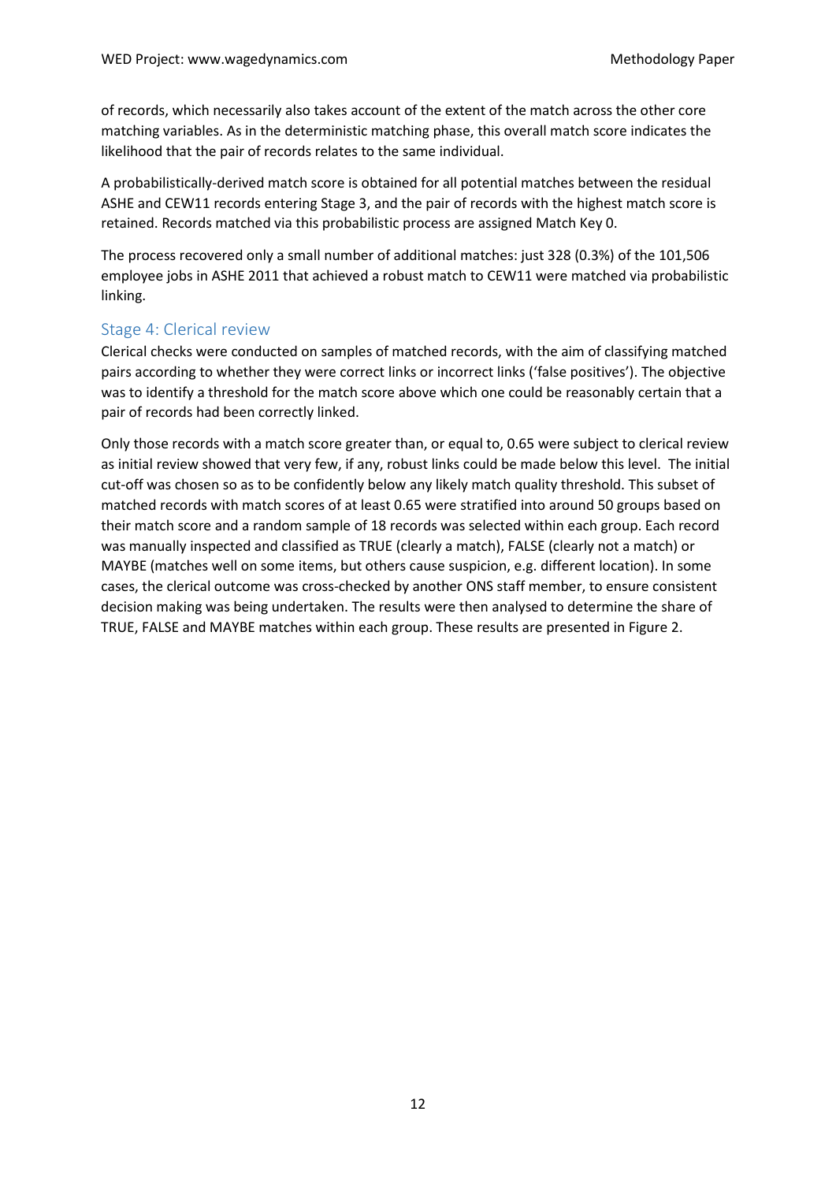of records, which necessarily also takes account of the extent of the match across the other core matching variables. As in the deterministic matching phase, this overall match score indicates the likelihood that the pair of records relates to the same individual.

A probabilistically-derived match score is obtained for all potential matches between the residual ASHE and CEW11 records entering Stage 3, and the pair of records with the highest match score is retained. Records matched via this probabilistic process are assigned Match Key 0.

The process recovered only a small number of additional matches: just 328 (0.3%) of the 101,506 employee jobs in ASHE 2011 that achieved a robust match to CEW11 were matched via probabilistic linking.

### Stage 4: Clerical review

Clerical checks were conducted on samples of matched records, with the aim of classifying matched pairs according to whether they were correct links or incorrect links ('false positives'). The objective was to identify a threshold for the match score above which one could be reasonably certain that a pair of records had been correctly linked.

Only those records with a match score greater than, or equal to, 0.65 were subject to clerical review as initial review showed that very few, if any, robust links could be made below this level. The initial cut-off was chosen so as to be confidently below any likely match quality threshold. This subset of matched records with match scores of at least 0.65 were stratified into around 50 groups based on their match score and a random sample of 18 records was selected within each group. Each record was manually inspected and classified as TRUE (clearly a match), FALSE (clearly not a match) or MAYBE (matches well on some items, but others cause suspicion, e.g. different location). In some cases, the clerical outcome was cross-checked by another ONS staff member, to ensure consistent decision making was being undertaken. The results were then analysed to determine the share of TRUE, FALSE and MAYBE matches within each group. These results are presented in Figure 2.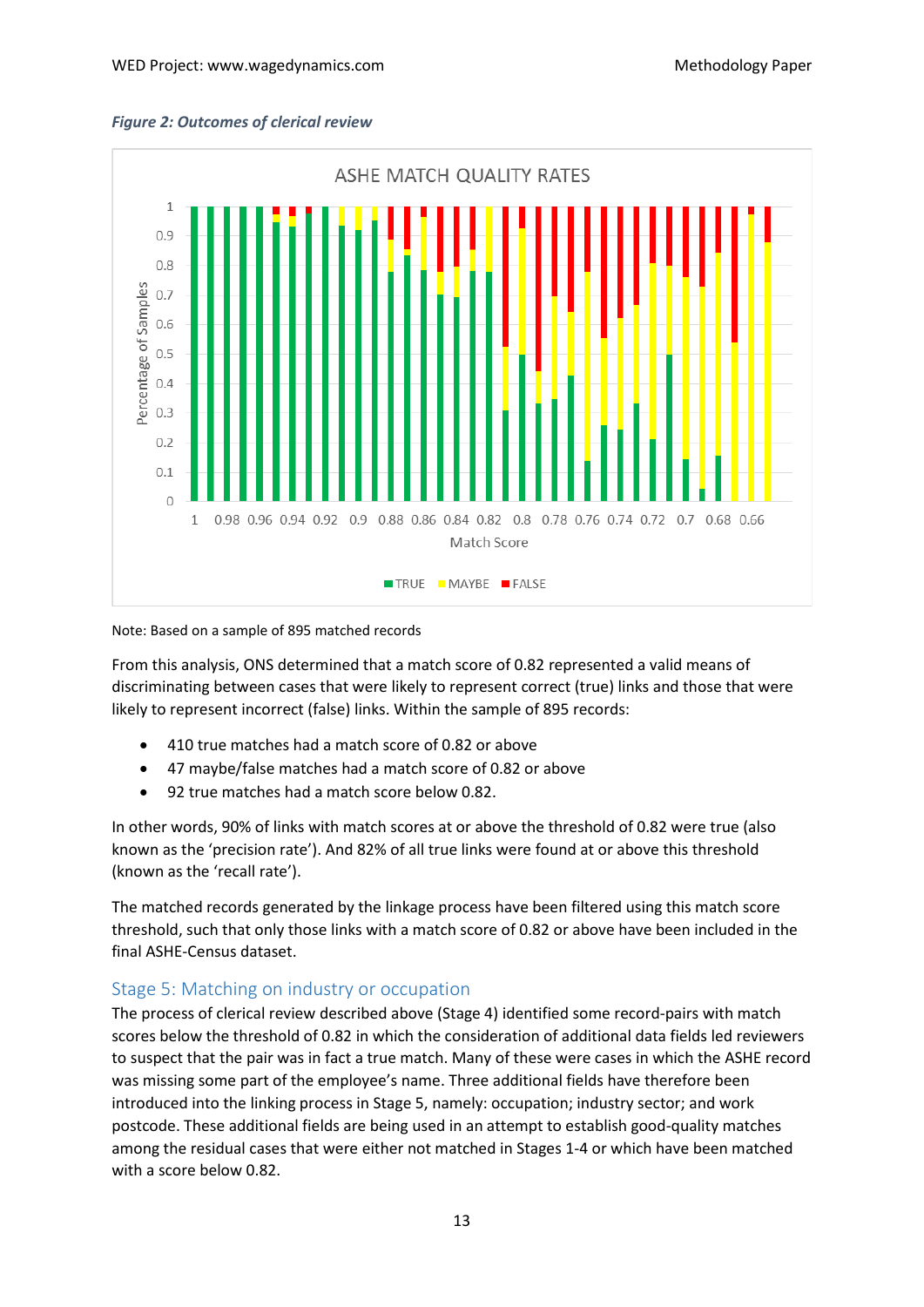*Figure 2: Outcomes of clerical review*

Note: Based on a sample of 895 matched records

From this analysis, ONS determined that a match score of 0.82 represented a valid means of discriminating between cases that were likely to represent correct (true) links and those that were likely to represent incorrect (false) links. Within the sample of 895 records:

- 410 true matches had a match score of 0.82 or above
- 47 maybe/false matches had a match score of 0.82 or above
- 92 true matches had a match score below 0.82.

In other words, 90% of links with match scores at or above the threshold of 0.82 were true (also known as the 'precision rate'). And 82% of all true links were found at or above this threshold (known as the 'recall rate').

The matched records generated by the linkage process have been filtered using this match score threshold, such that only those links with a match score of 0.82 or above have been included in the final ASHE-Census dataset.

## Stage 5: Matching on industry or occupation

The process of clerical review described above (Stage 4) identified some record-pairs with match scores below the threshold of 0.82 in which the consideration of additional data fields led reviewers to suspect that the pair was in fact a true match. Many of these were cases in which the ASHE record was missing some part of the employee's name. Three additional fields have therefore been introduced into the linking process in Stage 5, namely: occupation; industry sector; and work postcode. These additional fields are being used in an attempt to establish good-quality matches among the residual cases that were either not matched in Stages 1-4 or which have been matched with a score below 0.82.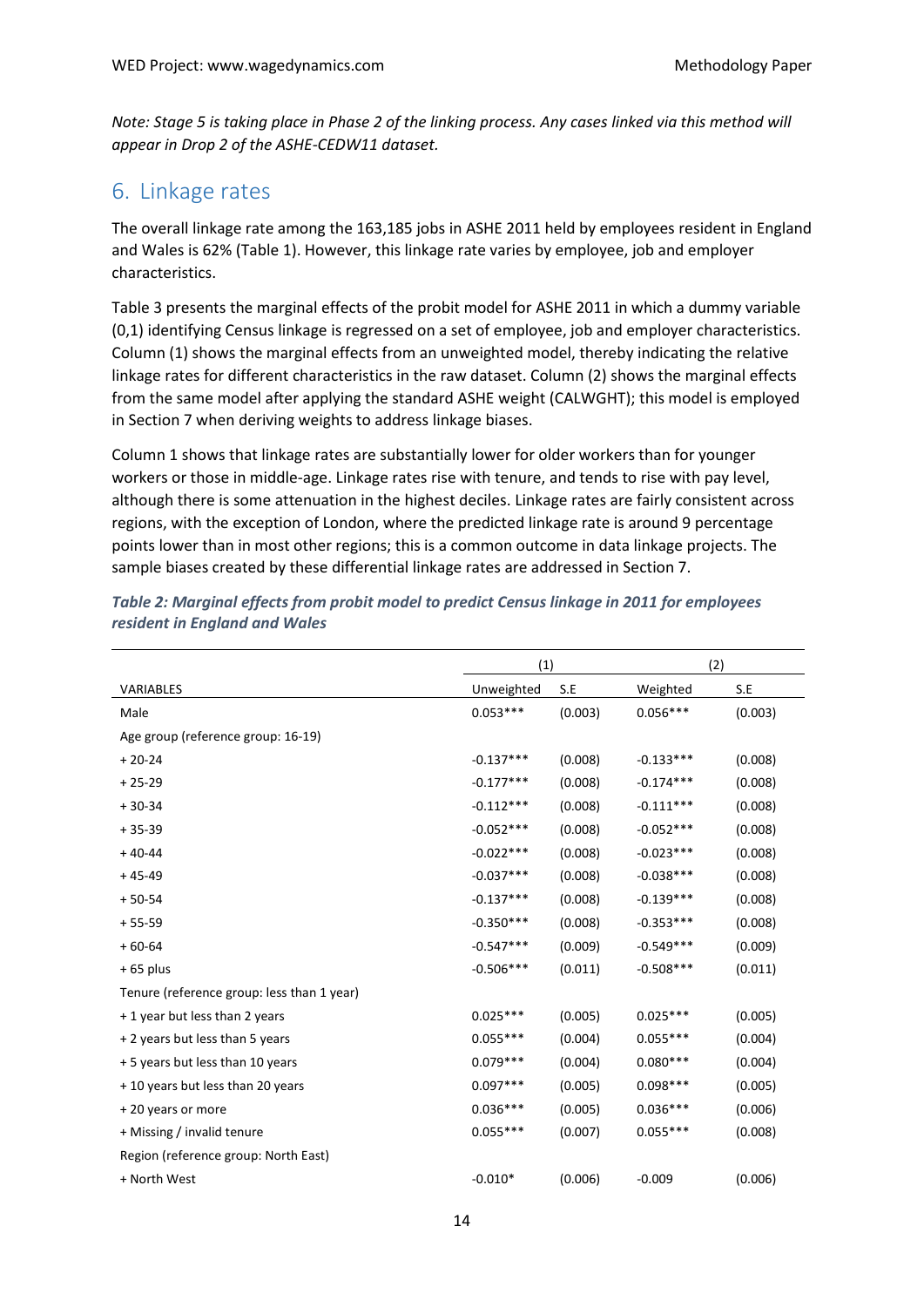*Note: Stage 5 is taking place in Phase 2 of the linking process. Any cases linked via this method will appear in Drop 2 of the ASHE-CEDW11 dataset.*

## 6. Linkage rates

The overall linkage rate among the 163,185 jobs in ASHE 2011 held by employees resident in England and Wales is 62% (Table 1). However, this linkage rate varies by employee, job and employer characteristics.

Table 3 presents the marginal effects of the probit model for ASHE 2011 in which a dummy variable (0,1) identifying Census linkage is regressed on a set of employee, job and employer characteristics. Column (1) shows the marginal effects from an unweighted model, thereby indicating the relative linkage rates for different characteristics in the raw dataset. Column (2) shows the marginal effects from the same model after applying the standard ASHE weight (CALWGHT); this model is employed in Section 7 when deriving weights to address linkage biases.

Column 1 shows that linkage rates are substantially lower for older workers than for younger workers or those in middle-age. Linkage rates rise with tenure, and tends to rise with pay level, although there is some attenuation in the highest deciles. Linkage rates are fairly consistent across regions, with the exception of London, where the predicted linkage rate is around 9 percentage points lower than in most other regions; this is a common outcome in data linkage projects. The sample biases created by these differential linkage rates are addressed in Section 7.

***Table 2: Marginal effects from probit model to predict Census linkage in 2011 for employees resident in England and Wales***

| | (1) | | (2) | |
|---|---|---|---|---|
| VARIABLES | Unweighted | S.E | Weighted | S.E |
| Male | 0.053*** | (0.003) | 0.056*** | (0.003) |
| Age group (reference group: 16-19) | | | | |
| + 20-24 | -0.137*** | (0.008) | -0.133*** | (0.008) |
| + 25-29 | -0.177*** | (0.008) | -0.174*** | (0.008) |
| + 30-34 | -0.112*** | (0.008) | -0.111*** | (0.008) |
| + 35-39 | -0.052*** | (0.008) | -0.052*** | (0.008) |
| + 40-44 | -0.022*** | (0.008) | -0.023*** | (0.008) |
| + 45-49 | -0.037*** | (0.008) | -0.038*** | (0.008) |
| + 50-54 | -0.137*** | (0.008) | -0.139*** | (0.008) |
| + 55-59 | -0.350*** | (0.008) | -0.353*** | (0.008) |
| + 60-64 | -0.547*** | (0.009) | -0.549*** | (0.009) |
| + 65 plus | -0.506*** | (0.011) | -0.508*** | (0.011) |
| Tenure (reference group: less than 1 year) | | | | |
| + 1 year but less than 2 years | 0.025*** | (0.005) | 0.025*** | (0.005) |
| + 2 years but less than 5 years | 0.055*** | (0.004) | 0.055*** | (0.004) |
| + 5 years but less than 10 years | 0.079*** | (0.004) | 0.080*** | (0.004) |
| + 10 years but less than 20 years | 0.097*** | (0.005) | 0.098*** | (0.005) |
| + 20 years or more | 0.036*** | (0.005) | 0.036*** | (0.006) |
| + Missing / invalid tenure | 0.055*** | (0.007) | 0.055*** | (0.008) |
| Region (reference group: North East) | | | | |
| + North West | -0.010* | (0.006) | -0.009 | (0.006) |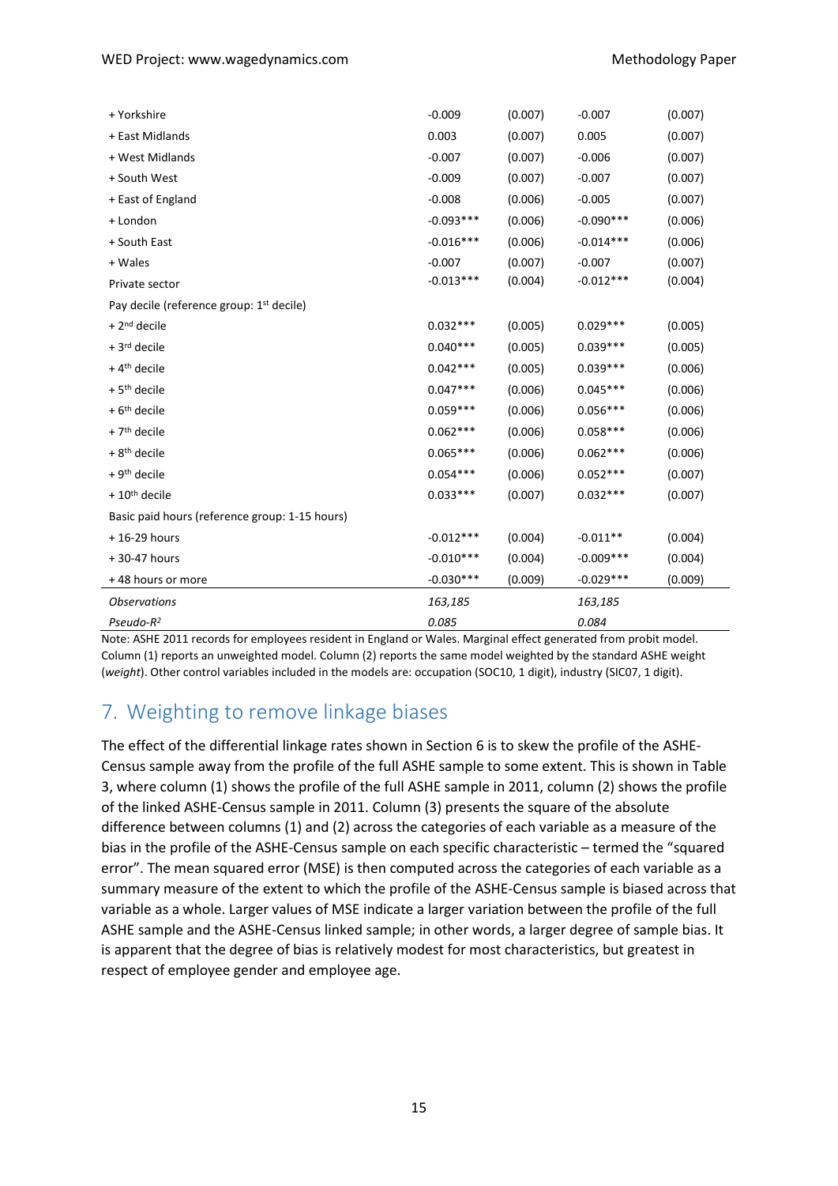| | | | | |
|---|---|---|---|---|
| + Yorkshire | -0.009 | (0.007) | -0.007 | (0.007) |
| + East Midlands | 0.003 | (0.007) | 0.005 | (0.007) |
| + West Midlands | -0.007 | (0.007) | -0.006 | (0.007) |
| + South West | -0.009 | (0.007) | -0.007 | (0.007) |
| + East of England | -0.008 | (0.006) | -0.005 | (0.007) |
| + London | -0.093*** | (0.006) | -0.090*** | (0.006) |
| + South East | -0.016*** | (0.006) | -0.014*** | (0.006) |
| + Wales | -0.007 | (0.007) | -0.007 | (0.007) |
| Private sector | -0.013*** | (0.004) | -0.012*** | (0.004) |
| Pay decile (reference group: 1st decile) | | | | |
| + 2nd decile | 0.032*** | (0.005) | 0.029*** | (0.005) |
| + 3rd decile | 0.040*** | (0.005) | 0.039*** | (0.005) |
| + 4th decile | 0.042*** | (0.005) | 0.039*** | (0.006) |
| + 5th decile | 0.047*** | (0.006) | 0.045*** | (0.006) |
| + 6th decile | 0.059*** | (0.006) | 0.056*** | (0.006) |
| + 7th decile | 0.062*** | (0.006) | 0.058*** | (0.006) |
| + 8th decile | 0.065*** | (0.006) | 0.062*** | (0.006) |
| + 9th decile | 0.054*** | (0.006) | 0.052*** | (0.007) |
| + 10th decile | 0.033*** | (0.007) | 0.032*** | (0.007) |
| Basic paid hours (reference group: 1-15 hours) | | | | |
| + 16-29 hours | -0.012*** | (0.004) | -0.011** | (0.004) |
| + 30-47 hours | -0.010*** | (0.004) | -0.009*** | (0.004) |
| + 48 hours or more | -0.030*** | (0.009) | -0.029*** | (0.009) |
| *Observations* | *163,185* | | *163,185* | |
| *Pseudo-$R^2$* | *0.085* | | *0.084* | |

Note: ASHE 2011 records for employees resident in England or Wales. Marginal effect generated from probit model. Column (1) reports an unweighted model. Column (2) reports the same model weighted by the standard ASHE weight (*weight*). Other control variables included in the models are: occupation (SOC10, 1 digit), industry (SIC07, 1 digit).

## 7. Weighting to remove linkage biases

The effect of the differential linkage rates shown in Section 6 is to skew the profile of the ASHE-Census sample away from the profile of the full ASHE sample to some extent. This is shown in Table 3, where column (1) shows the profile of the full ASHE sample in 2011, column (2) shows the profile of the linked ASHE-Census sample in 2011. Column (3) presents the square of the absolute difference between columns (1) and (2) across the categories of each variable as a measure of the bias in the profile of the ASHE-Census sample on each specific characteristic – termed the "squared error". The mean squared error (MSE) is then computed across the categories of each variable as a summary measure of the extent to which the profile of the ASHE-Census sample is biased across that variable as a whole. Larger values of MSE indicate a larger variation between the profile of the full ASHE sample and the ASHE-Census linked sample; in other words, a larger degree of sample bias. It is apparent that the degree of bias is relatively modest for most characteristics, but greatest in respect of employee gender and employee age.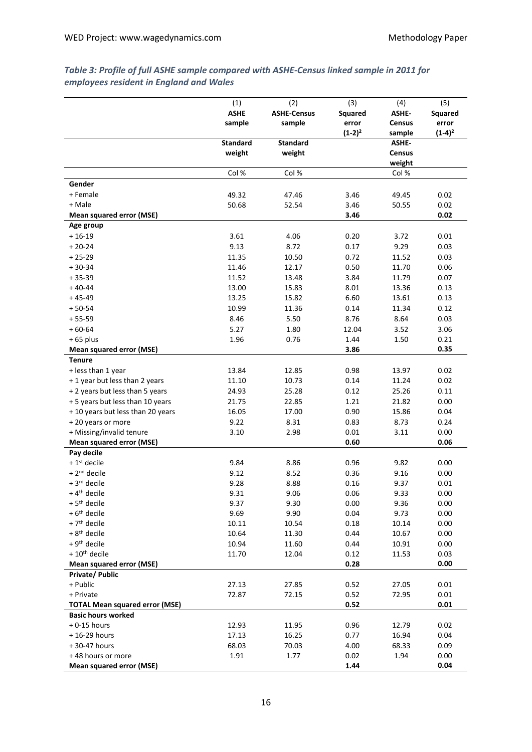*Table 3: Profile of full ASHE sample compared with ASHE-Census linked sample in 2011 for employees resident in England and Wales*

| | (1) ASHE sample | (2) ASHE-Census sample | (3) Squared error $(1-2)^2$ | (4) ASHE-Census sample | (5) Squared error $(1-4)^2$ |
|---|---|---|---|---|---|
| | **Standard weight** | **Standard weight** | | **ASHE-Census weight** | |
| | Col % | Col % | | Col % | |
| **Gender** | | | | | |
| + Female | 49.32 | 47.46 | 3.46 | 49.45 | 0.02 |
| + Male | 50.68 | 52.54 | 3.46 | 50.55 | 0.02 |
| **Mean squared error (MSE)** | | | **3.46** | | **0.02** |
| **Age group** | | | | | |
| + 16-19 | 3.61 | 4.06 | 0.20 | 3.72 | 0.01 |
| + 20-24 | 9.13 | 8.72 | 0.17 | 9.29 | 0.03 |
| + 25-29 | 11.35 | 10.50 | 0.72 | 11.52 | 0.03 |
| + 30-34 | 11.46 | 12.17 | 0.50 | 11.70 | 0.06 |
| + 35-39 | 11.52 | 13.48 | 3.84 | 11.79 | 0.07 |
| + 40-44 | 13.00 | 15.83 | 8.01 | 13.36 | 0.13 |
| + 45-49 | 13.25 | 15.82 | 6.60 | 13.61 | 0.13 |
| + 50-54 | 10.99 | 11.36 | 0.14 | 11.34 | 0.12 |
| + 55-59 | 8.46 | 5.50 | 8.76 | 8.64 | 0.03 |
| + 60-64 | 5.27 | 1.80 | 12.04 | 3.52 | 3.06 |
| + 65 plus | 1.96 | 0.76 | 1.44 | 1.50 | 0.21 |
| **Mean squared error (MSE)** | | | **3.86** | | **0.35** |
| **Tenure** | | | | | |
| + less than 1 year | 13.84 | 12.85 | 0.98 | 13.97 | 0.02 |
| + 1 year but less than 2 years | 11.10 | 10.73 | 0.14 | 11.24 | 0.02 |
| + 2 years but less than 5 years | 24.93 | 25.28 | 0.12 | 25.26 | 0.11 |
| + 5 years but less than 10 years | 21.75 | 22.85 | 1.21 | 21.82 | 0.00 |
| + 10 years but less than 20 years | 16.05 | 17.00 | 0.90 | 15.86 | 0.04 |
| + 20 years or more | 9.22 | 8.31 | 0.83 | 8.73 | 0.24 |
| + Missing/invalid tenure | 3.10 | 2.98 | 0.01 | 3.11 | 0.00 |
| **Mean squared error (MSE)** | | | **0.60** | | **0.06** |
| **Pay decile** | | | | | |
| + 1st decile | 9.84 | 8.86 | 0.96 | 9.82 | 0.00 |
| + 2nd decile | 9.12 | 8.52 | 0.36 | 9.16 | 0.00 |
| + 3rd decile | 9.28 | 8.88 | 0.16 | 9.37 | 0.01 |
| + 4th decile | 9.31 | 9.06 | 0.06 | 9.33 | 0.00 |
| + 5th decile | 9.37 | 9.30 | 0.00 | 9.36 | 0.00 |
| + 6th decile | 9.69 | 9.90 | 0.04 | 9.73 | 0.00 |
| + 7th decile | 10.11 | 10.54 | 0.18 | 10.14 | 0.00 |
| + 8th decile | 10.64 | 11.30 | 0.44 | 10.67 | 0.00 |
| + 9th decile | 10.94 | 11.60 | 0.44 | 10.91 | 0.00 |
| + 10th decile | 11.70 | 12.04 | 0.12 | 11.53 | 0.03 |
| **Mean squared error (MSE)** | | | **0.28** | | **0.00** |
| **Private/ Public** | | | | | |
| + Public | 27.13 | 27.85 | 0.52 | 27.05 | 0.01 |
| + Private | 72.87 | 72.15 | 0.52 | 72.95 | 0.01 |
| **TOTAL Mean squared error (MSE)** | | | **0.52** | | **0.01** |
| **Basic hours worked** | | | | | |
| + 0-15 hours | 12.93 | 11.95 | 0.96 | 12.79 | 0.02 |
| + 16-29 hours | 17.13 | 16.25 | 0.77 | 16.94 | 0.04 |
| + 30-47 hours | 68.03 | 70.03 | 4.00 | 68.33 | 0.09 |
| + 48 hours or more | 1.91 | 1.77 | 0.02 | 1.94 | 0.00 |
| **Mean squared error (MSE)** | | | **1.44** | | **0.04** |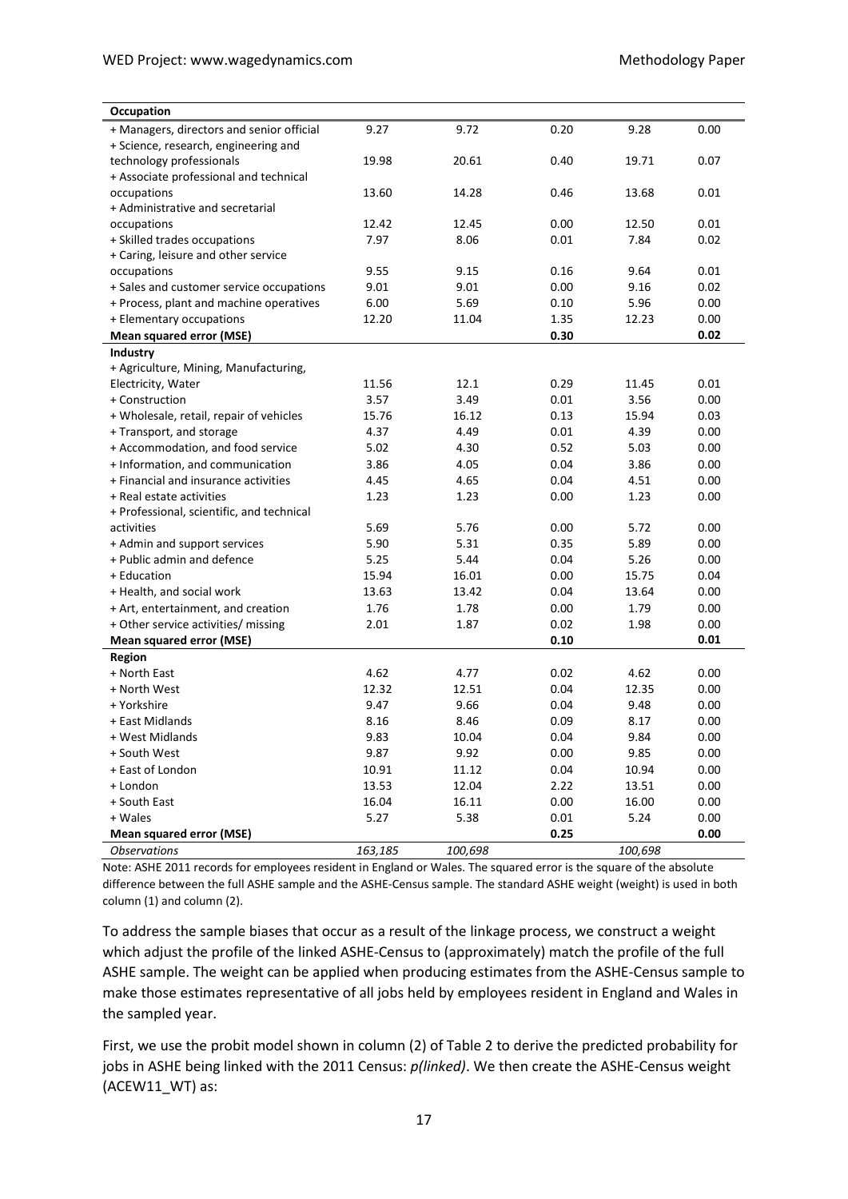| Occupation | | | | | |
|---|---|---|---|---|---|
| + Managers, directors and senior official | 9.27 | 9.72 | 0.20 | 9.28 | 0.00 |
| + Science, research, engineering and technology professionals | 19.98 | 20.61 | 0.40 | 19.71 | 0.07 |
| + Associate professional and technical occupations | 13.60 | 14.28 | 0.46 | 13.68 | 0.01 |
| + Administrative and secretarial occupations | 12.42 | 12.45 | 0.00 | 12.50 | 0.01 |
| + Skilled trades occupations | 7.97 | 8.06 | 0.01 | 7.84 | 0.02 |
| + Caring, leisure and other service occupations | 9.55 | 9.15 | 0.16 | 9.64 | 0.01 |
| + Sales and customer service occupations | 9.01 | 9.01 | 0.00 | 9.16 | 0.02 |
| + Process, plant and machine operatives | 6.00 | 5.69 | 0.10 | 5.96 | 0.00 |
| + Elementary occupations | 12.20 | 11.04 | 1.35 | 12.23 | 0.00 |
| **Mean squared error (MSE)** | | | **0.30** | | **0.02** |
| **Industry** | | | | | |
| + Agriculture, Mining, Manufacturing, Electricity, Water | 11.56 | 12.1 | 0.29 | 11.45 | 0.01 |
| + Construction | 3.57 | 3.49 | 0.01 | 3.56 | 0.00 |
| + Wholesale, retail, repair of vehicles | 15.76 | 16.12 | 0.13 | 15.94 | 0.03 |
| + Transport, and storage | 4.37 | 4.49 | 0.01 | 4.39 | 0.00 |
| + Accommodation, and food service | 5.02 | 4.30 | 0.52 | 5.03 | 0.00 |
| + Information, and communication | 3.86 | 4.05 | 0.04 | 3.86 | 0.00 |
| + Financial and insurance activities | 4.45 | 4.65 | 0.04 | 4.51 | 0.00 |
| + Real estate activities | 1.23 | 1.23 | 0.00 | 1.23 | 0.00 |
| + Professional, scientific, and technical activities | 5.69 | 5.76 | 0.00 | 5.72 | 0.00 |
| + Admin and support services | 5.90 | 5.31 | 0.35 | 5.89 | 0.00 |
| + Public admin and defence | 5.25 | 5.44 | 0.04 | 5.26 | 0.00 |
| + Education | 15.94 | 16.01 | 0.00 | 15.75 | 0.04 |
| + Health, and social work | 13.63 | 13.42 | 0.04 | 13.64 | 0.00 |
| + Art, entertainment, and creation | 1.76 | 1.78 | 0.00 | 1.79 | 0.00 |
| + Other service activities/ missing | 2.01 | 1.87 | 0.02 | 1.98 | 0.00 |
| **Mean squared error (MSE)** | | | **0.10** | | **0.01** |
| **Region** | | | | | |
| + North East | 4.62 | 4.77 | 0.02 | 4.62 | 0.00 |
| + North West | 12.32 | 12.51 | 0.04 | 12.35 | 0.00 |
| + Yorkshire | 9.47 | 9.66 | 0.04 | 9.48 | 0.00 |
| + East Midlands | 8.16 | 8.46 | 0.09 | 8.17 | 0.00 |
| + West Midlands | 9.83 | 10.04 | 0.04 | 9.84 | 0.00 |
| + South West | 9.87 | 9.92 | 0.00 | 9.85 | 0.00 |
| + East of London | 10.91 | 11.12 | 0.04 | 10.94 | 0.00 |
| + London | 13.53 | 12.04 | 2.22 | 13.51 | 0.00 |
| + South East | 16.04 | 16.11 | 0.00 | 16.00 | 0.00 |
| + Wales | 5.27 | 5.38 | 0.01 | 5.24 | 0.00 |
| **Mean squared error (MSE)** | | | **0.25** | | **0.00** |
| *Observations* | *163,185* | *100,698* | | *100,698* | |

Note: ASHE 2011 records for employees resident in England or Wales. The squared error is the square of the absolute difference between the full ASHE sample and the ASHE-Census sample. The standard ASHE weight (weight) is used in both column (1) and column (2).

To address the sample biases that occur as a result of the linkage process, we construct a weight which adjust the profile of the linked ASHE-Census to (approximately) match the profile of the full ASHE sample. The weight can be applied when producing estimates from the ASHE-Census sample to make those estimates representative of all jobs held by employees resident in England and Wales in the sampled year.

First, we use the probit model shown in column (2) of Table 2 to derive the predicted probability for jobs in ASHE being linked with the 2011 Census: *p(linked)*. We then create the ASHE-Census weight (ACEW11_WT) as: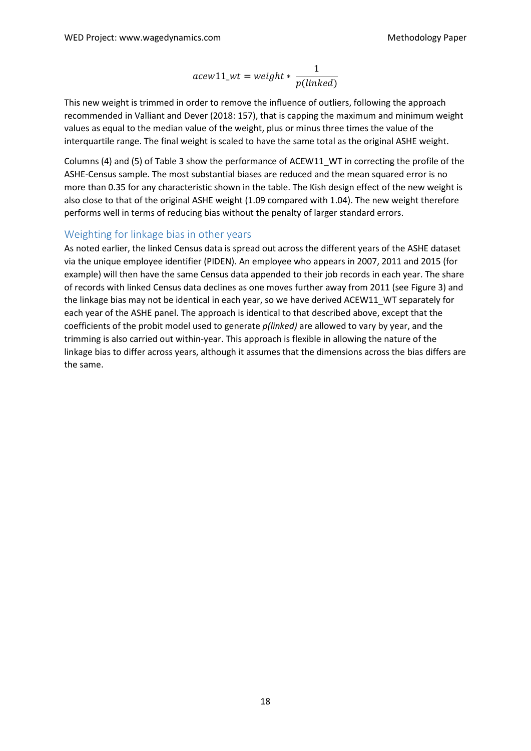$$acew11\_wt = weight * \frac{1}{p(linked)}$$

This new weight is trimmed in order to remove the influence of outliers, following the approach recommended in Valliant and Dever (2018: 157), that is capping the maximum and minimum weight values as equal to the median value of the weight, plus or minus three times the value of the interquartile range. The final weight is scaled to have the same total as the original ASHE weight.

Columns (4) and (5) of Table 3 show the performance of ACEW11_WT in correcting the profile of the ASHE-Census sample. The most substantial biases are reduced and the mean squared error is no more than 0.35 for any characteristic shown in the table. The Kish design effect of the new weight is also close to that of the original ASHE weight (1.09 compared with 1.04). The new weight therefore performs well in terms of reducing bias without the penalty of larger standard errors.

## Weighting for linkage bias in other years

As noted earlier, the linked Census data is spread out across the different years of the ASHE dataset via the unique employee identifier (PIDEN). An employee who appears in 2007, 2011 and 2015 (for example) will then have the same Census data appended to their job records in each year. The share of records with linked Census data declines as one moves further away from 2011 (see Figure 3) and the linkage bias may not be identical in each year, so we have derived ACEW11_WT separately for each year of the ASHE panel. The approach is identical to that described above, except that the coefficients of the probit model used to generate *p(linked)* are allowed to vary by year, and the trimming is also carried out within-year. This approach is flexible in allowing the nature of the linkage bias to differ across years, although it assumes that the dimensions across the bias differs are the same.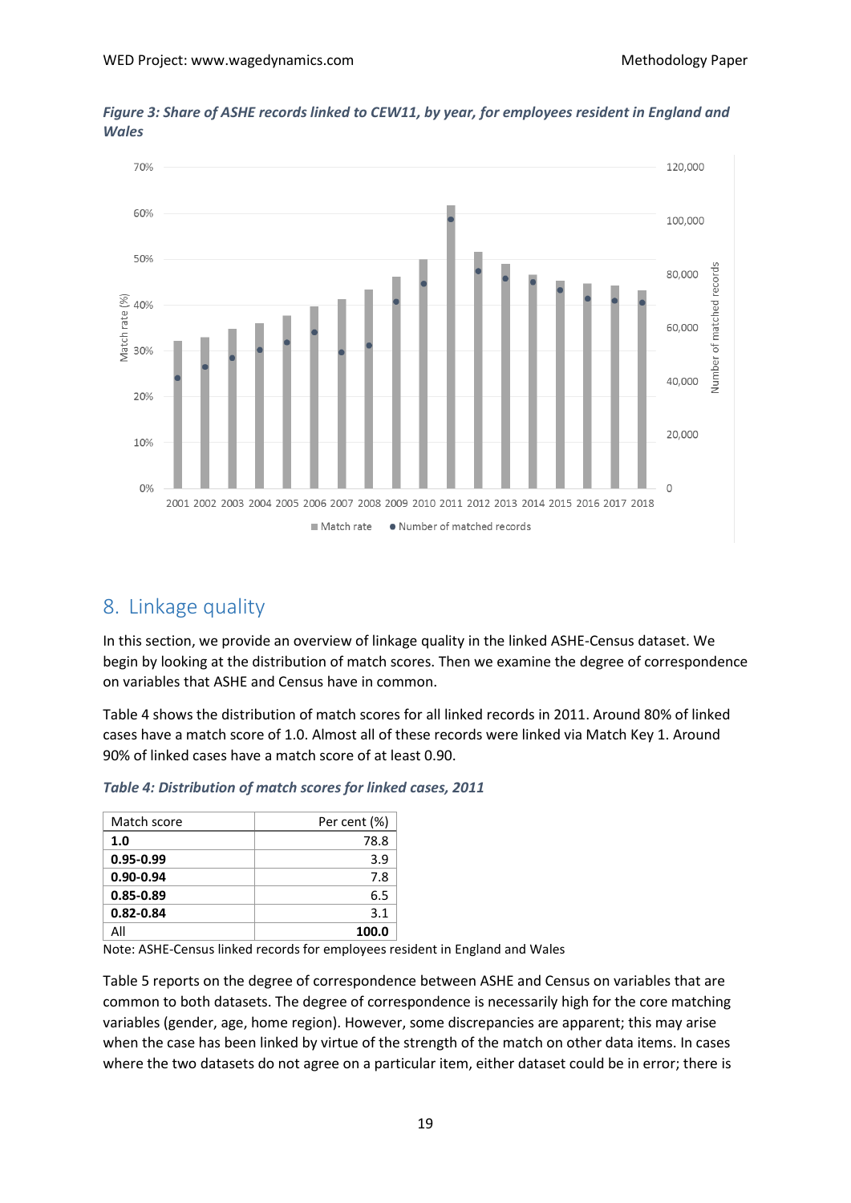*Figure 3: Share of ASHE records linked to CEW11, by year, for employees resident in England and Wales*

## 8. Linkage quality

In this section, we provide an overview of linkage quality in the linked ASHE-Census dataset. We begin by looking at the distribution of match scores. Then we examine the degree of correspondence on variables that ASHE and Census have in common.

Table 4 shows the distribution of match scores for all linked records in 2011. Around 80% of linked cases have a match score of 1.0. Almost all of these records were linked via Match Key 1. Around 90% of linked cases have a match score of at least 0.90.

*Table 4: Distribution of match scores for linked cases, 2011*

| Match score | Per cent (%) |
|---|---|
| **1.0** | 78.8 |
| **0.95-0.99** | 3.9 |
| **0.90-0.94** | 7.8 |
| **0.85-0.89** | 6.5 |
| **0.82-0.84** | 3.1 |
| All | **100.0** |

Note: ASHE-Census linked records for employees resident in England and Wales

Table 5 reports on the degree of correspondence between ASHE and Census on variables that are common to both datasets. The degree of correspondence is necessarily high for the core matching variables (gender, age, home region). However, some discrepancies are apparent; this may arise when the case has been linked by virtue of the strength of the match on other data items. In cases where the two datasets do not agree on a particular item, either dataset could be in error; there is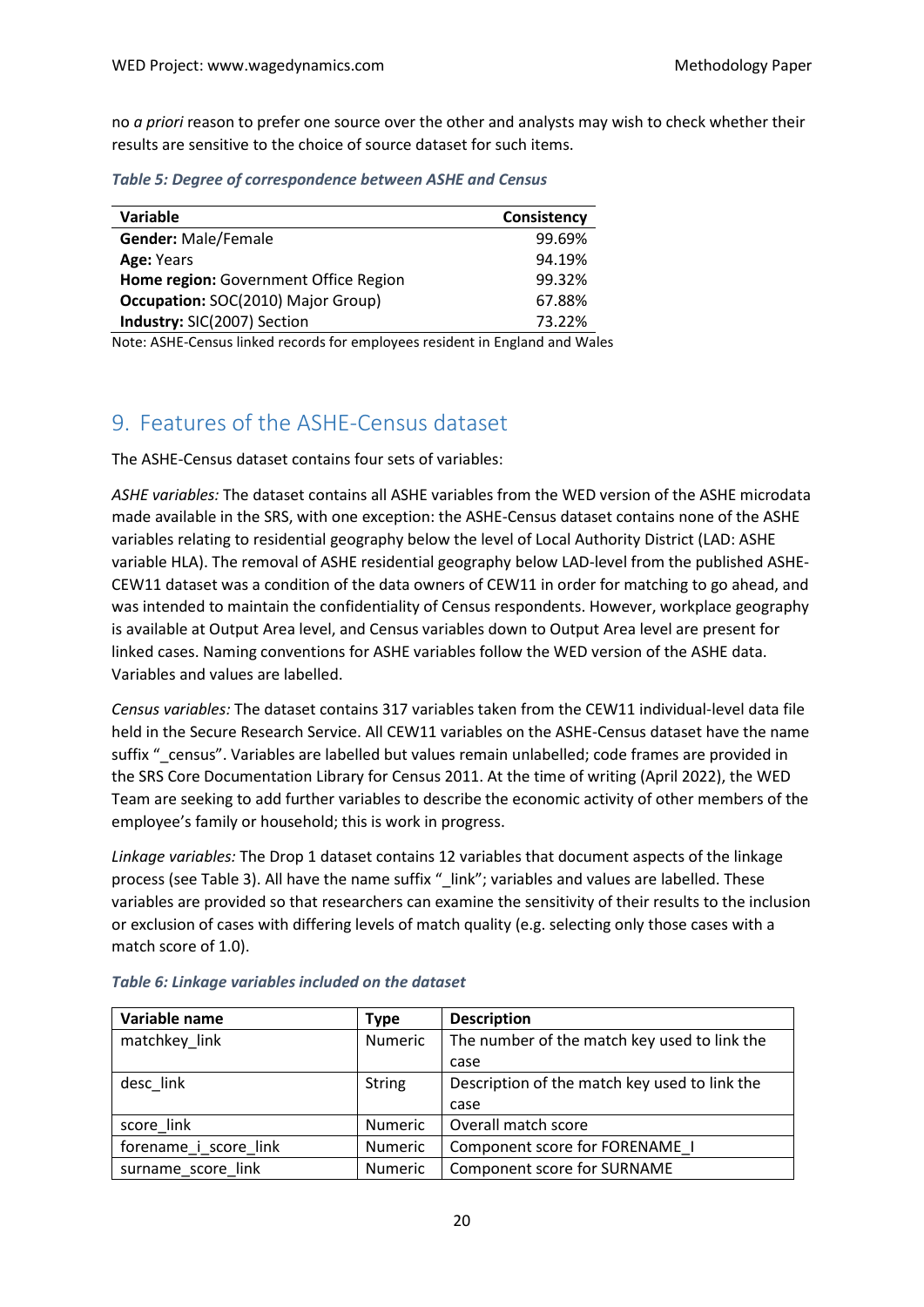no *a priori* reason to prefer one source over the other and analysts may wish to check whether their results are sensitive to the choice of source dataset for such items.

*Table 5: Degree of correspondence between ASHE and Census*

| Variable | Consistency |
|---|---|
| **Gender:** Male/Female | 99.69% |
| **Age:** Years | 94.19% |
| **Home region:** Government Office Region | 99.32% |
| **Occupation:** SOC(2010) Major Group) | 67.88% |
| **Industry:** SIC(2007) Section | 73.22% |

Note: ASHE-Census linked records for employees resident in England and Wales

## 9. Features of the ASHE-Census dataset

The ASHE-Census dataset contains four sets of variables:

*ASHE variables:* The dataset contains all ASHE variables from the WED version of the ASHE microdata made available in the SRS, with one exception: the ASHE-Census dataset contains none of the ASHE variables relating to residential geography below the level of Local Authority District (LAD: ASHE variable HLA). The removal of ASHE residential geography below LAD-level from the published ASHE-CEW11 dataset was a condition of the data owners of CEW11 in order for matching to go ahead, and was intended to maintain the confidentiality of Census respondents. However, workplace geography is available at Output Area level, and Census variables down to Output Area level are present for linked cases. Naming conventions for ASHE variables follow the WED version of the ASHE data. Variables and values are labelled.

*Census variables:* The dataset contains 317 variables taken from the CEW11 individual-level data file held in the Secure Research Service. All CEW11 variables on the ASHE-Census dataset have the name suffix "_census". Variables are labelled but values remain unlabelled; code frames are provided in the SRS Core Documentation Library for Census 2011. At the time of writing (April 2022), the WED Team are seeking to add further variables to describe the economic activity of other members of the employee's family or household; this is work in progress.

*Linkage variables:* The Drop 1 dataset contains 12 variables that document aspects of the linkage process (see Table 3). All have the name suffix "_link"; variables and values are labelled. These variables are provided so that researchers can examine the sensitivity of their results to the inclusion or exclusion of cases with differing levels of match quality (e.g. selecting only those cases with a match score of 1.0).

*Table 6: Linkage variables included on the dataset*

| Variable name | Type | Description |
|---|---|---|
| matchkey_link | Numeric | The number of the match key used to link the case |
| desc_link | String | Description of the match key used to link the case |
| score_link | Numeric | Overall match score |
| forename_i_score_link | Numeric | Component score for FORENAME_I |
| surname_score_link | Numeric | Component score for SURNAME |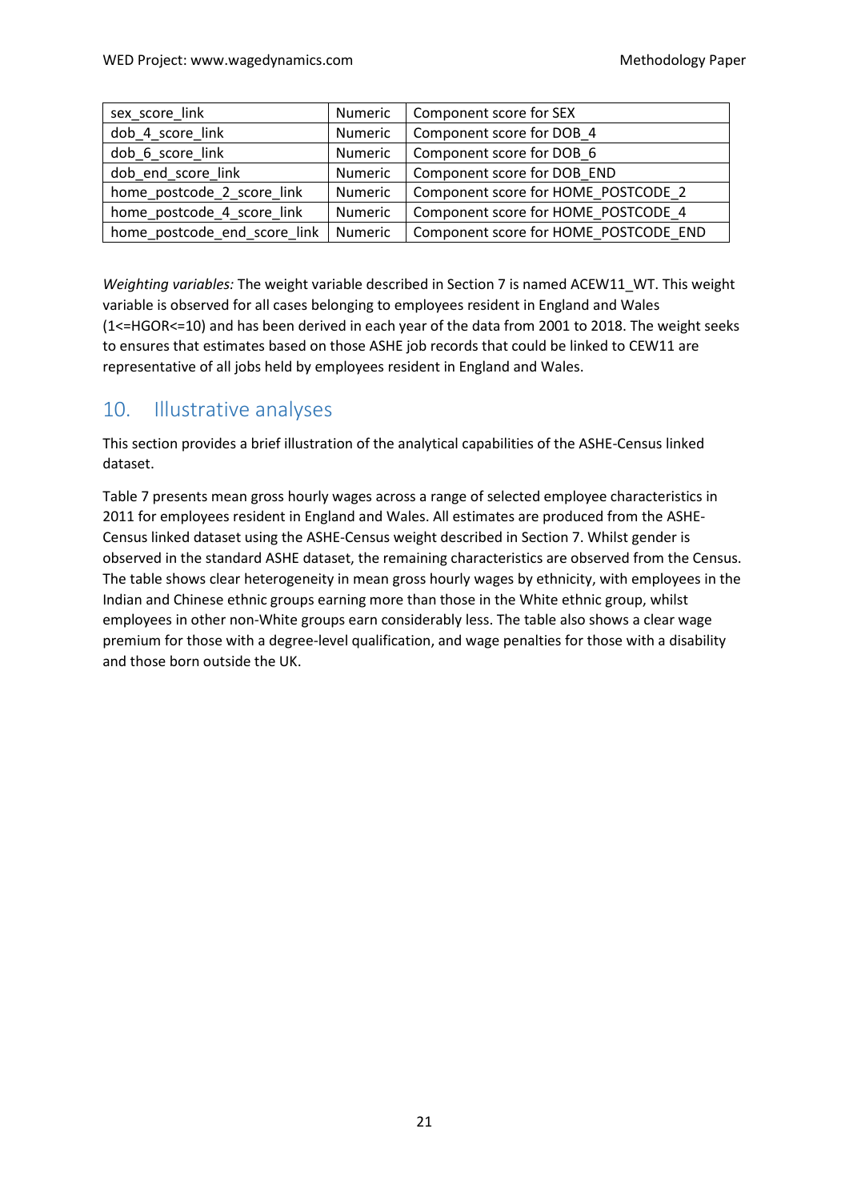| sex_score_link | Numeric | Component score for SEX |
|---|---|---|
| dob_4_score_link | Numeric | Component score for DOB_4 |
| dob_6_score_link | Numeric | Component score for DOB_6 |
| dob_end_score_link | Numeric | Component score for DOB_END |
| home_postcode_2_score_link | Numeric | Component score for HOME_POSTCODE_2 |
| home_postcode_4_score_link | Numeric | Component score for HOME_POSTCODE_4 |
| home_postcode_end_score_link | Numeric | Component score for HOME_POSTCODE_END |

*Weighting variables:* The weight variable described in Section 7 is named ACEW11_WT. This weight variable is observed for all cases belonging to employees resident in England and Wales (1<=HGOR<=10) and has been derived in each year of the data from 2001 to 2018. The weight seeks to ensures that estimates based on those ASHE job records that could be linked to CEW11 are representative of all jobs held by employees resident in England and Wales.

## 10. Illustrative analyses

This section provides a brief illustration of the analytical capabilities of the ASHE-Census linked dataset.

Table 7 presents mean gross hourly wages across a range of selected employee characteristics in 2011 for employees resident in England and Wales. All estimates are produced from the ASHE-Census linked dataset using the ASHE-Census weight described in Section 7. Whilst gender is observed in the standard ASHE dataset, the remaining characteristics are observed from the Census. The table shows clear heterogeneity in mean gross hourly wages by ethnicity, with employees in the Indian and Chinese ethnic groups earning more than those in the White ethnic group, whilst employees in other non-White groups earn considerably less. The table also shows a clear wage premium for those with a degree-level qualification, and wage penalties for those with a disability and those born outside the UK.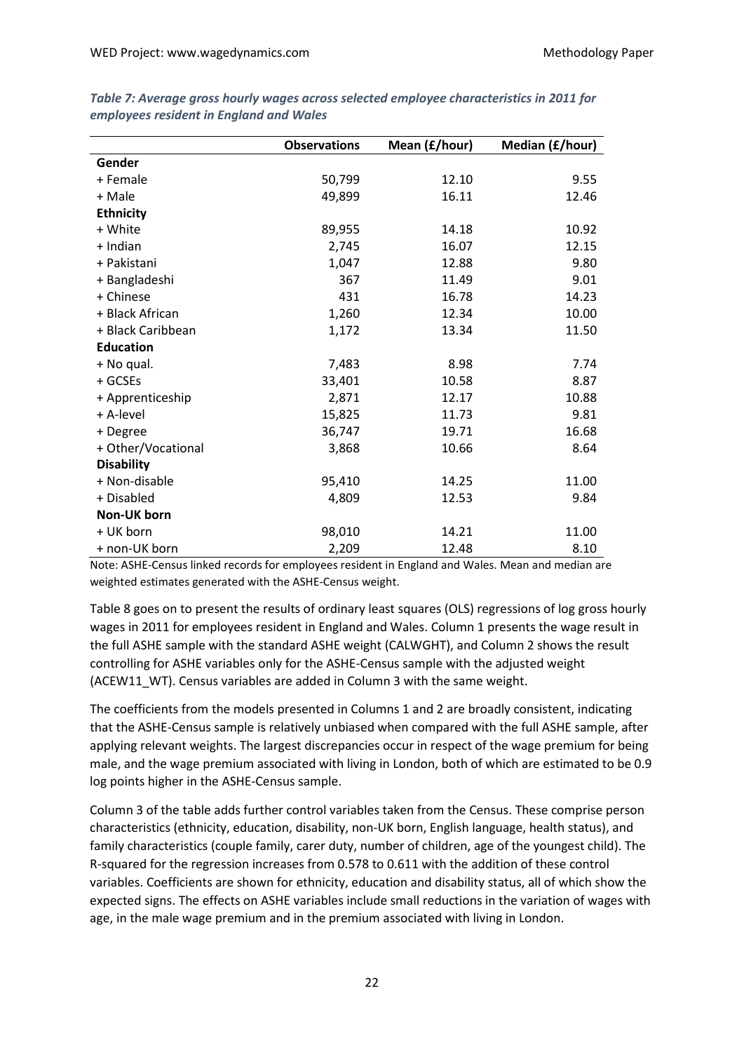*Table 7: Average gross hourly wages across selected employee characteristics in 2011 for employees resident in England and Wales*

| | Observations | Mean (£/hour) | Median (£/hour) |
|---|---|---|---|
| **Gender** | | | |
| + Female | 50,799 | 12.10 | 9.55 |
| + Male | 49,899 | 16.11 | 12.46 |
| **Ethnicity** | | | |
| + White | 89,955 | 14.18 | 10.92 |
| + Indian | 2,745 | 16.07 | 12.15 |
| + Pakistani | 1,047 | 12.88 | 9.80 |
| + Bangladeshi | 367 | 11.49 | 9.01 |
| + Chinese | 431 | 16.78 | 14.23 |
| + Black African | 1,260 | 12.34 | 10.00 |
| + Black Caribbean | 1,172 | 13.34 | 11.50 |
| **Education** | | | |
| + No qual. | 7,483 | 8.98 | 7.74 |
| + GCSEs | 33,401 | 10.58 | 8.87 |
| + Apprenticeship | 2,871 | 12.17 | 10.88 |
| + A-level | 15,825 | 11.73 | 9.81 |
| + Degree | 36,747 | 19.71 | 16.68 |
| + Other/Vocational | 3,868 | 10.66 | 8.64 |
| **Disability** | | | |
| + Non-disable | 95,410 | 14.25 | 11.00 |
| + Disabled | 4,809 | 12.53 | 9.84 |
| **Non-UK born** | | | |
| + UK born | 98,010 | 14.21 | 11.00 |
| + non-UK born | 2,209 | 12.48 | 8.10 |

Note: ASHE-Census linked records for employees resident in England and Wales. Mean and median are weighted estimates generated with the ASHE-Census weight.

Table 8 goes on to present the results of ordinary least squares (OLS) regressions of log gross hourly wages in 2011 for employees resident in England and Wales. Column 1 presents the wage result in the full ASHE sample with the standard ASHE weight (CALWGHT), and Column 2 shows the result controlling for ASHE variables only for the ASHE-Census sample with the adjusted weight (ACEW11_WT). Census variables are added in Column 3 with the same weight.

The coefficients from the models presented in Columns 1 and 2 are broadly consistent, indicating that the ASHE-Census sample is relatively unbiased when compared with the full ASHE sample, after applying relevant weights. The largest discrepancies occur in respect of the wage premium for being male, and the wage premium associated with living in London, both of which are estimated to be 0.9 log points higher in the ASHE-Census sample.

Column 3 of the table adds further control variables taken from the Census. These comprise person characteristics (ethnicity, education, disability, non-UK born, English language, health status), and family characteristics (couple family, carer duty, number of children, age of the youngest child). The R-squared for the regression increases from 0.578 to 0.611 with the addition of these control variables. Coefficients are shown for ethnicity, education and disability status, all of which show the expected signs. The effects on ASHE variables include small reductions in the variation of wages with age, in the male wage premium and in the premium associated with living in London.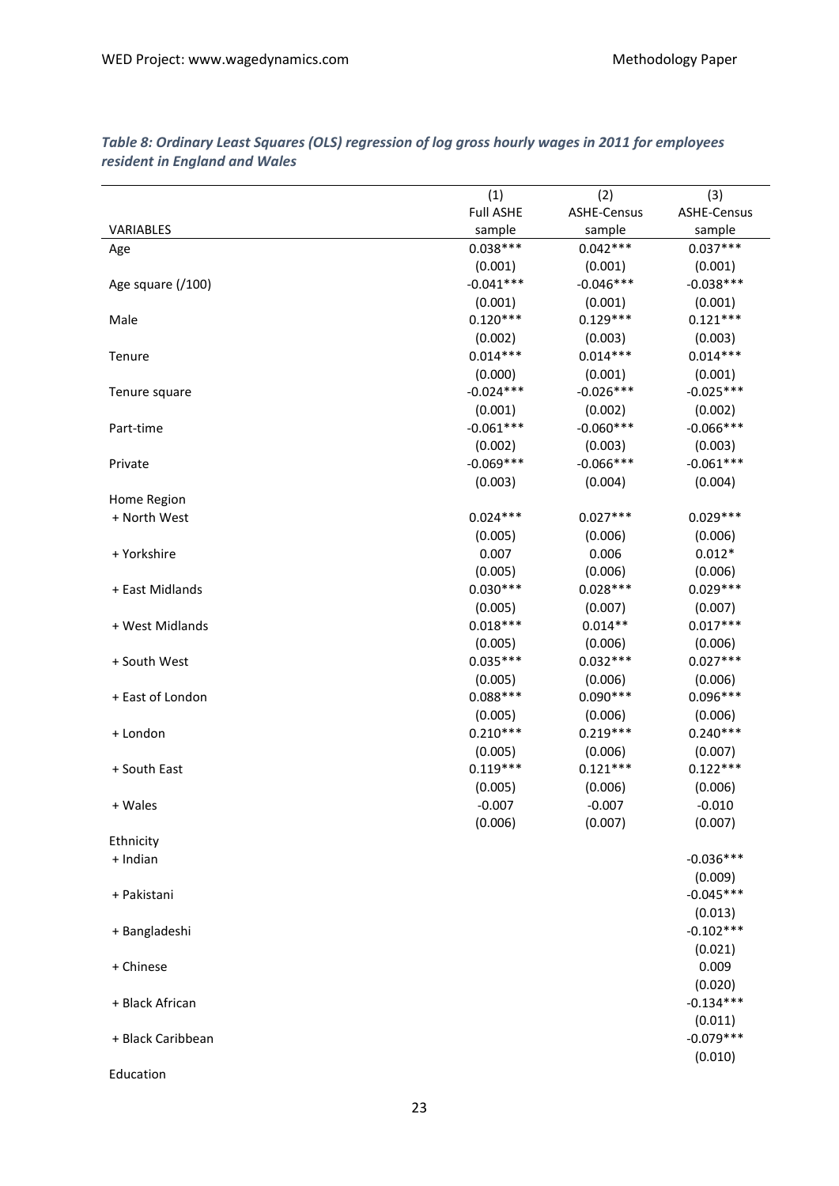*Table 8: Ordinary Least Squares (OLS) regression of log gross hourly wages in 2011 for employees resident in England and Wales*

| VARIABLES | (1) Full ASHE sample | (2) ASHE-Census sample | (3) ASHE-Census sample |
|---|---|---|---|
| Age | 0.038*** | 0.042*** | 0.037*** |
| | (0.001) | (0.001) | (0.001) |
| Age square (/100) | -0.041*** | -0.046*** | -0.038*** |
| | (0.001) | (0.001) | (0.001) |
| Male | 0.120*** | 0.129*** | 0.121*** |
| | (0.002) | (0.003) | (0.003) |
| Tenure | 0.014*** | 0.014*** | 0.014*** |
| | (0.000) | (0.001) | (0.001) |
| Tenure square | -0.024*** | -0.026*** | -0.025*** |
| | (0.001) | (0.002) | (0.002) |
| Part-time | -0.061*** | -0.060*** | -0.066*** |
| | (0.002) | (0.003) | (0.003) |
| Private | -0.069*** | -0.066*** | -0.061*** |
| | (0.003) | (0.004) | (0.004) |
| Home Region | | | |
| + North West | 0.024*** | 0.027*** | 0.029*** |
| | (0.005) | (0.006) | (0.006) |
| + Yorkshire | 0.007 | 0.006 | 0.012* |
| | (0.005) | (0.006) | (0.006) |
| + East Midlands | 0.030*** | 0.028*** | 0.029*** |
| | (0.005) | (0.007) | (0.007) |
| + West Midlands | 0.018*** | 0.014** | 0.017*** |
| | (0.005) | (0.006) | (0.006) |
| + South West | 0.035*** | 0.032*** | 0.027*** |
| | (0.005) | (0.006) | (0.006) |
| + East of London | 0.088*** | 0.090*** | 0.096*** |
| | (0.005) | (0.006) | (0.006) |
| + London | 0.210*** | 0.219*** | 0.240*** |
| | (0.005) | (0.006) | (0.007) |
| + South East | 0.119*** | 0.121*** | 0.122*** |
| | (0.005) | (0.006) | (0.006) |
| + Wales | -0.007 | -0.007 | -0.010 |
| | (0.006) | (0.007) | (0.007) |
| Ethnicity | | | |
| + Indian | | | -0.036*** |
| | | | (0.009) |
| + Pakistani | | | -0.045*** |
| | | | (0.013) |
| + Bangladeshi | | | -0.102*** |
| | | | (0.021) |
| + Chinese | | | 0.009 |
| | | | (0.020) |
| + Black African | | | -0.134*** |
| | | | (0.011) |
| + Black Caribbean | | | -0.079*** |
| | | | (0.010) |
| Education | | | |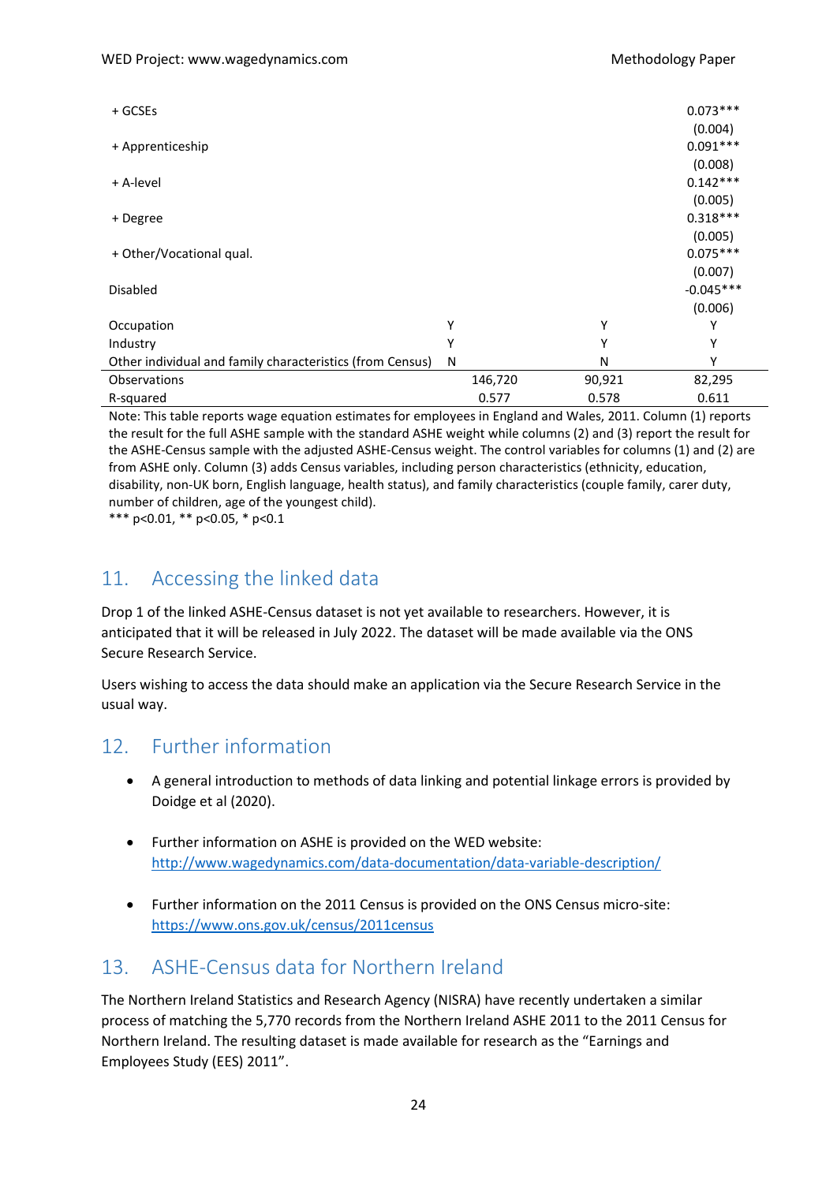| | (1) | (2) | (3) |
|---|---|---|---|
| + GCSEs | | | 0.073*** |
| | | | (0.004) |
| + Apprenticeship | | | 0.091*** |
| | | | (0.008) |
| + A-level | | | 0.142*** |
| | | | (0.005) |
| + Degree | | | 0.318*** |
| | | | (0.005) |
| + Other/Vocational qual. | | | 0.075*** |
| | | | (0.007) |
| Disabled | | | -0.045*** |
| | | | (0.006) |
| Occupation | Y | Y | Y |
| Industry | Y | Y | Y |
| Other individual and family characteristics (from Census) | N | N | Y |
| Observations | 146,720 | 90,921 | 82,295 |
| R-squared | 0.577 | 0.578 | 0.611 |

Note: This table reports wage equation estimates for employees in England and Wales, 2011. Column (1) reports the result for the full ASHE sample with the standard ASHE weight while columns (2) and (3) report the result for the ASHE-Census sample with the adjusted ASHE-Census weight. The control variables for columns (1) and (2) are from ASHE only. Column (3) adds Census variables, including person characteristics (ethnicity, education, disability, non-UK born, English language, health status), and family characteristics (couple family, carer duty, number of children, age of the youngest child).
*** p<0.01, ** p<0.05, * p<0.1

## 11. Accessing the linked data

Drop 1 of the linked ASHE-Census dataset is not yet available to researchers. However, it is anticipated that it will be released in July 2022. The dataset will be made available via the ONS Secure Research Service.

Users wishing to access the data should make an application via the Secure Research Service in the usual way.

## 12. Further information

- A general introduction to methods of data linking and potential linkage errors is provided by Doidge et al (2020).
- Further information on ASHE is provided on the WED website: [http://www.wagedynamics.com/data-documentation/data-variable-description/](http://www.wagedynamics.com/data-documentation/data-variable-description/)
- Further information on the 2011 Census is provided on the ONS Census micro-site: [https://www.ons.gov.uk/census/2011census](https://www.ons.gov.uk/census/2011census)

## 13. ASHE-Census data for Northern Ireland

The Northern Ireland Statistics and Research Agency (NISRA) have recently undertaken a similar process of matching the 5,770 records from the Northern Ireland ASHE 2011 to the 2011 Census for Northern Ireland. The resulting dataset is made available for research as the "Earnings and Employees Study (EES) 2011".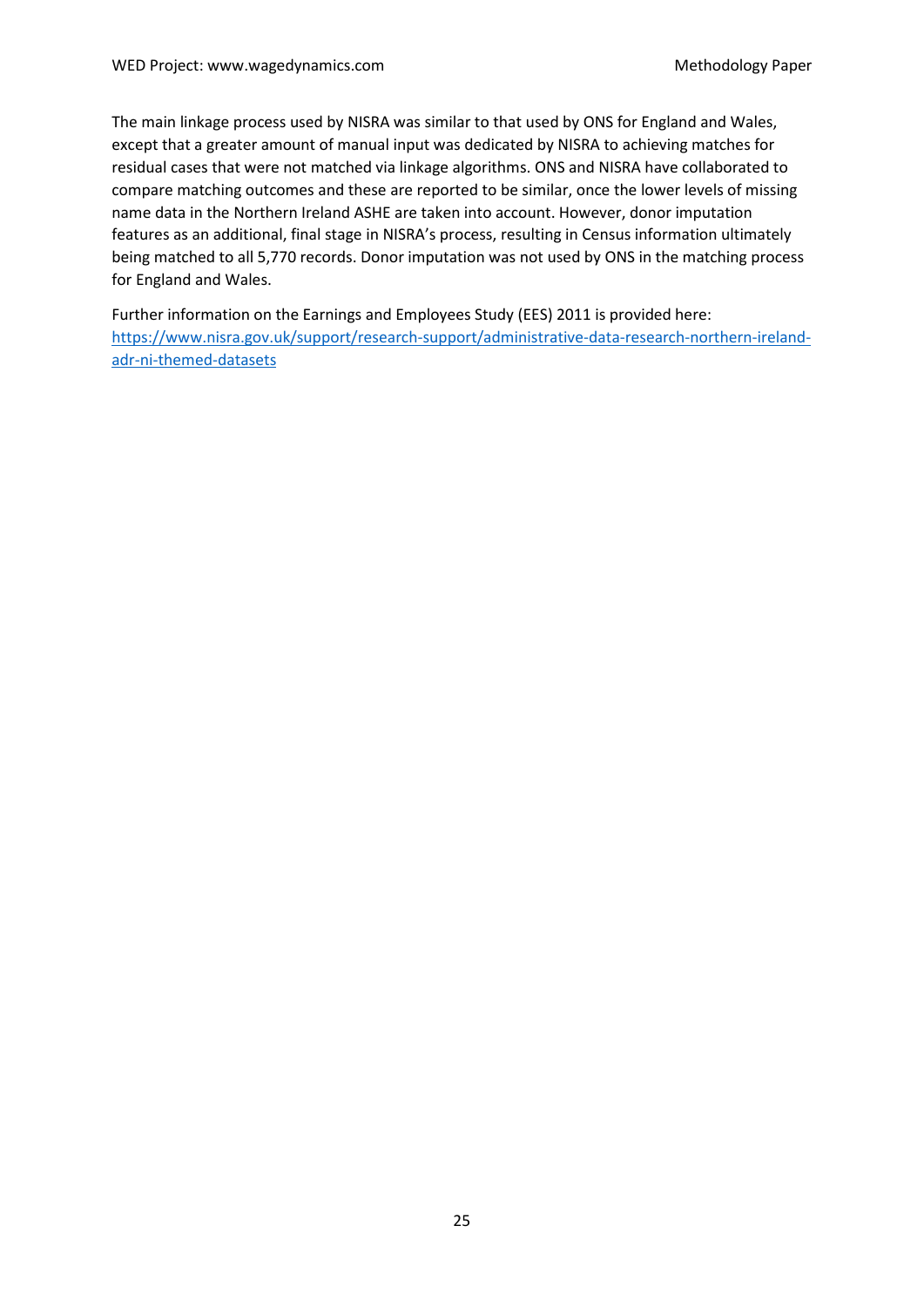The main linkage process used by NISRA was similar to that used by ONS for England and Wales, except that a greater amount of manual input was dedicated by NISRA to achieving matches for residual cases that were not matched via linkage algorithms. ONS and NISRA have collaborated to compare matching outcomes and these are reported to be similar, once the lower levels of missing name data in the Northern Ireland ASHE are taken into account. However, donor imputation features as an additional, final stage in NISRA's process, resulting in Census information ultimately being matched to all 5,770 records. Donor imputation was not used by ONS in the matching process for England and Wales.

Further information on the Earnings and Employees Study (EES) 2011 is provided here: [https://www.nisra.gov.uk/support/research-support/administrative-data-research-northern-ireland-adr-ni-themed-datasets](https://www.nisra.gov.uk/support/research-support/administrative-data-research-northern-ireland-adr-ni-themed-datasets)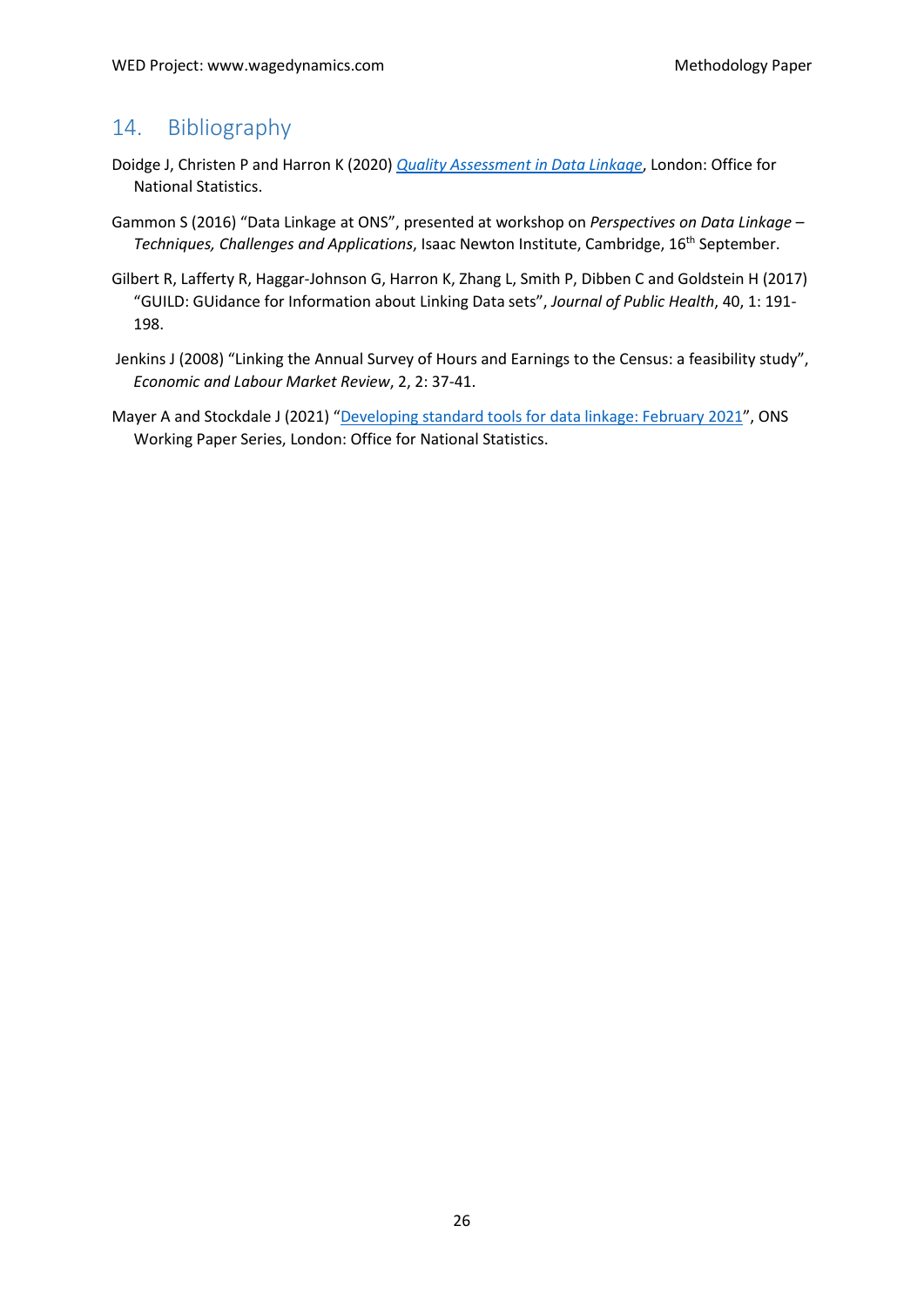## 14. Bibliography

Doidge J, Christen P and Harron K (2020) *Quality Assessment in Data Linkage*, London: Office for National Statistics.

Gammon S (2016) "Data Linkage at ONS", presented at workshop on *Perspectives on Data Linkage – Techniques, Challenges and Applications*, Isaac Newton Institute, Cambridge, 16th September.

Gilbert R, Lafferty R, Haggar-Johnson G, Harron K, Zhang L, Smith P, Dibben C and Goldstein H (2017) "GUILD: GUidance for Information about Linking Data sets", *Journal of Public Health*, 40, 1: 191-198.

Jenkins J (2008) "Linking the Annual Survey of Hours and Earnings to the Census: a feasibility study", *Economic and Labour Market Review*, 2, 2: 37-41.

Mayer A and Stockdale J (2021) "Developing standard tools for data linkage: February 2021", ONS Working Paper Series, London: Office for National Statistics.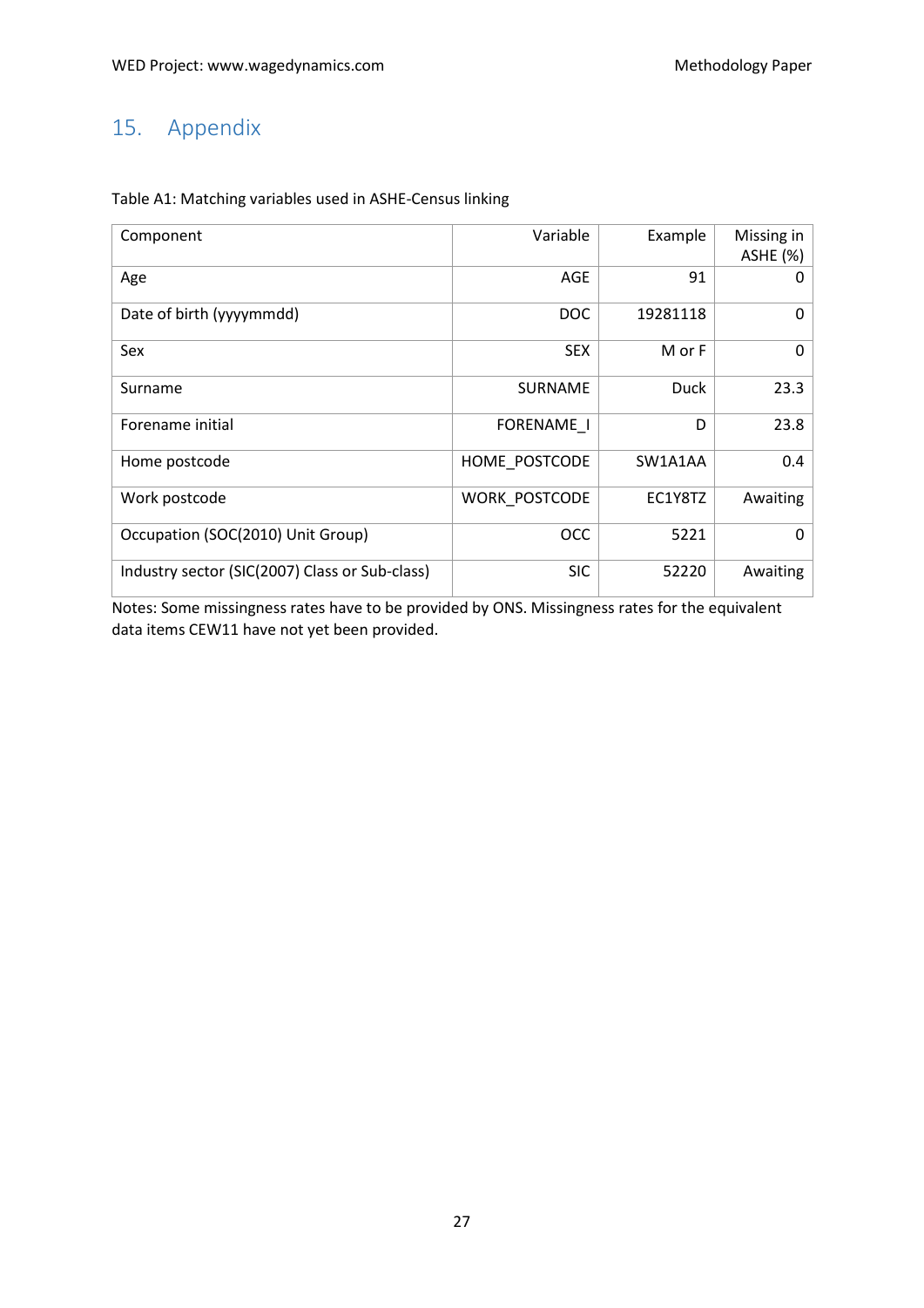## 15. Appendix

Table A1: Matching variables used in ASHE-Census linking

| Component | Variable | Example | Missing in ASHE (%) |
|---|---|---|---|
| Age | AGE | 91 | 0 |
| Date of birth (yyyymmdd) | DOC | 19281118 | 0 |
| Sex | SEX | M or F | 0 |
| Surname | SURNAME | Duck | 23.3 |
| Forename initial | FORENAME_I | D | 23.8 |
| Home postcode | HOME_POSTCODE | SW1A1AA | 0.4 |
| Work postcode | WORK_POSTCODE | EC1Y8TZ | Awaiting |
| Occupation (SOC(2010) Unit Group) | OCC | 5221 | 0 |
| Industry sector (SIC(2007) Class or Sub-class) | SIC | 52220 | Awaiting |

Notes: Some missingness rates have to be provided by ONS. Missingness rates for the equivalent data items CEW11 have not yet been provided.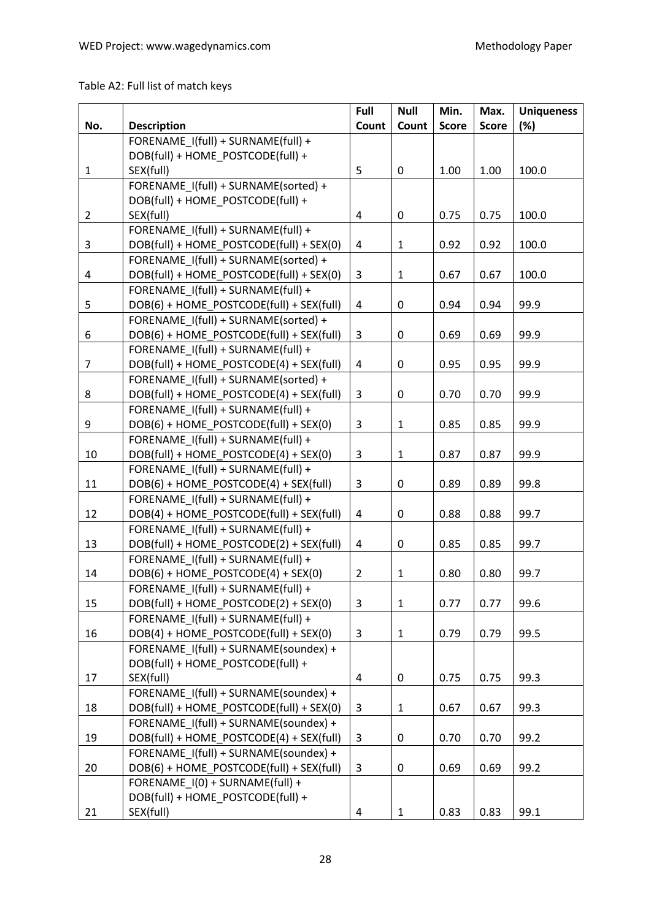Table A2: Full list of match keys

| No. | Description | Full Count | Null Count | Min. Score | Max. Score | Uniqueness (%) |
|---|---|---|---|---|---|---|
| 1 | FORENAME_I(full) + SURNAME(full) + DOB(full) + HOME_POSTCODE(full) + SEX(full) | 5 | 0 | 1.00 | 1.00 | 100.0 |
| 2 | FORENAME_I(full) + SURNAME(sorted) + DOB(full) + HOME_POSTCODE(full) + SEX(full) | 4 | 0 | 0.75 | 0.75 | 100.0 |
| 3 | FORENAME_I(full) + SURNAME(full) + DOB(full) + HOME_POSTCODE(full) + SEX(0) | 4 | 1 | 0.92 | 0.92 | 100.0 |
| 4 | FORENAME_I(full) + SURNAME(sorted) + DOB(full) + HOME_POSTCODE(full) + SEX(0) | 3 | 1 | 0.67 | 0.67 | 100.0 |
| 5 | FORENAME_I(full) + SURNAME(full) + DOB(6) + HOME_POSTCODE(full) + SEX(full) | 4 | 0 | 0.94 | 0.94 | 99.9 |
| 6 | FORENAME_I(full) + SURNAME(sorted) + DOB(6) + HOME_POSTCODE(full) + SEX(full) | 3 | 0 | 0.69 | 0.69 | 99.9 |
| 7 | FORENAME_I(full) + SURNAME(full) + DOB(full) + HOME_POSTCODE(4) + SEX(full) | 4 | 0 | 0.95 | 0.95 | 99.9 |
| 8 | FORENAME_I(full) + SURNAME(sorted) + DOB(full) + HOME_POSTCODE(4) + SEX(full) | 3 | 0 | 0.70 | 0.70 | 99.9 |
| 9 | FORENAME_I(full) + SURNAME(full) + DOB(6) + HOME_POSTCODE(full) + SEX(0) | 3 | 1 | 0.85 | 0.85 | 99.9 |
| 10 | FORENAME_I(full) + SURNAME(full) + DOB(full) + HOME_POSTCODE(4) + SEX(0) | 3 | 1 | 0.87 | 0.87 | 99.9 |
| 11 | FORENAME_I(full) + SURNAME(full) + DOB(6) + HOME_POSTCODE(4) + SEX(full) | 3 | 0 | 0.89 | 0.89 | 99.8 |
| 12 | FORENAME_I(full) + SURNAME(full) + DOB(4) + HOME_POSTCODE(full) + SEX(full) | 4 | 0 | 0.88 | 0.88 | 99.7 |
| 13 | FORENAME_I(full) + SURNAME(full) + DOB(full) + HOME_POSTCODE(2) + SEX(full) | 4 | 0 | 0.85 | 0.85 | 99.7 |
| 14 | FORENAME_I(full) + SURNAME(full) + DOB(6) + HOME_POSTCODE(4) + SEX(0) | 2 | 1 | 0.80 | 0.80 | 99.7 |
| 15 | FORENAME_I(full) + SURNAME(full) + DOB(full) + HOME_POSTCODE(2) + SEX(0) | 3 | 1 | 0.77 | 0.77 | 99.6 |
| 16 | FORENAME_I(full) + SURNAME(full) + DOB(4) + HOME_POSTCODE(full) + SEX(0) | 3 | 1 | 0.79 | 0.79 | 99.5 |
| 17 | FORENAME_I(full) + SURNAME(soundex) + DOB(full) + HOME_POSTCODE(full) + SEX(full) | 4 | 0 | 0.75 | 0.75 | 99.3 |
| 18 | FORENAME_I(full) + SURNAME(soundex) + DOB(full) + HOME_POSTCODE(full) + SEX(0) | 3 | 1 | 0.67 | 0.67 | 99.3 |
| 19 | FORENAME_I(full) + SURNAME(soundex) + DOB(full) + HOME_POSTCODE(4) + SEX(full) | 3 | 0 | 0.70 | 0.70 | 99.2 |
| 20 | FORENAME_I(full) + SURNAME(soundex) + DOB(6) + HOME_POSTCODE(full) + SEX(full) | 3 | 0 | 0.69 | 0.69 | 99.2 |
| 21 | FORENAME_I(0) + SURNAME(full) + DOB(full) + HOME_POSTCODE(full) + SEX(full) | 4 | 1 | 0.83 | 0.83 | 99.1 |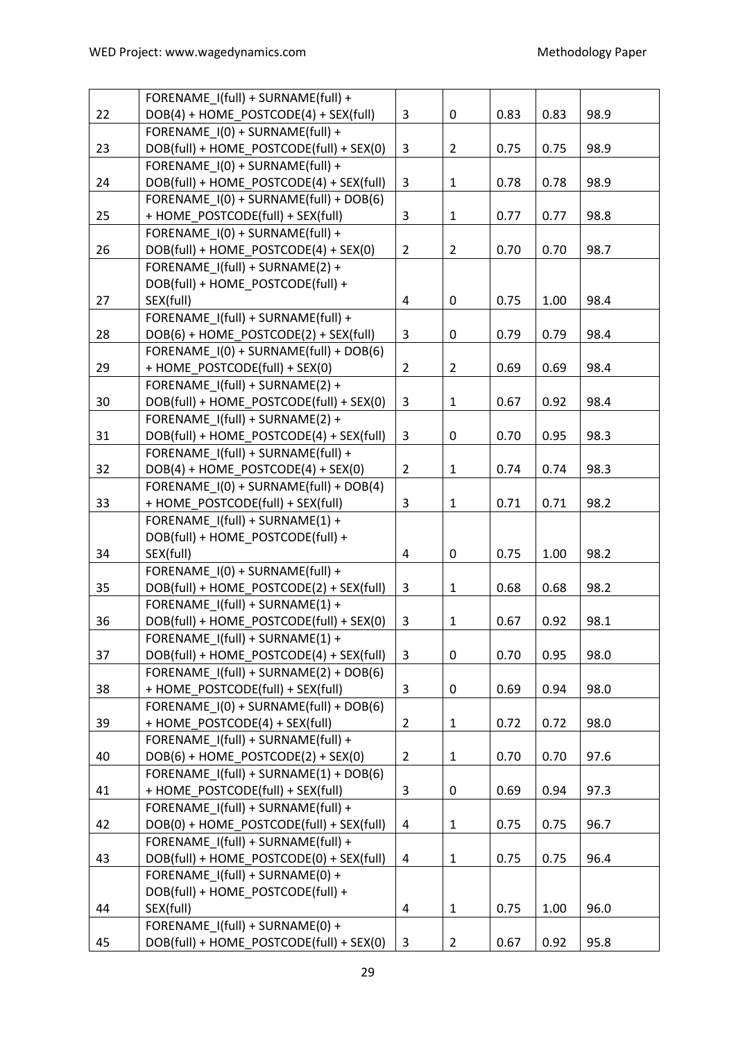| 22 | FORENAME_I(full) + SURNAME(full) + DOB(4) + HOME_POSTCODE(4) + SEX(full) | 3 | 0 | 0.83 | 0.83 | 98.9 |
|---|---|---|---|---|---|---|
| 23 | FORENAME_I(0) + SURNAME(full) + DOB(full) + HOME_POSTCODE(full) + SEX(0) | 3 | 2 | 0.75 | 0.75 | 98.9 |
| 24 | FORENAME_I(0) + SURNAME(full) + DOB(full) + HOME_POSTCODE(4) + SEX(full) | 3 | 1 | 0.78 | 0.78 | 98.9 |
| 25 | FORENAME_I(0) + SURNAME(full) + DOB(6) + HOME_POSTCODE(full) + SEX(full) | 3 | 1 | 0.77 | 0.77 | 98.8 |
| 26 | FORENAME_I(0) + SURNAME(full) + DOB(full) + HOME_POSTCODE(4) + SEX(0) | 2 | 2 | 0.70 | 0.70 | 98.7 |
| 27 | FORENAME_I(full) + SURNAME(2) + DOB(full) + HOME_POSTCODE(full) + SEX(full) | 4 | 0 | 0.75 | 1.00 | 98.4 |
| 28 | FORENAME_I(full) + SURNAME(full) + DOB(6) + HOME_POSTCODE(2) + SEX(full) | 3 | 0 | 0.79 | 0.79 | 98.4 |
| 29 | FORENAME_I(0) + SURNAME(full) + DOB(6) + HOME_POSTCODE(full) + SEX(0) | 2 | 2 | 0.69 | 0.69 | 98.4 |
| 30 | FORENAME_I(full) + SURNAME(2) + DOB(full) + HOME_POSTCODE(full) + SEX(0) | 3 | 1 | 0.67 | 0.92 | 98.4 |
| 31 | FORENAME_I(full) + SURNAME(2) + DOB(full) + HOME_POSTCODE(4) + SEX(full) | 3 | 0 | 0.70 | 0.95 | 98.3 |
| 32 | FORENAME_I(full) + SURNAME(full) + DOB(4) + HOME_POSTCODE(4) + SEX(0) | 2 | 1 | 0.74 | 0.74 | 98.3 |
| 33 | FORENAME_I(0) + SURNAME(full) + DOB(4) + HOME_POSTCODE(full) + SEX(full) | 3 | 1 | 0.71 | 0.71 | 98.2 |
| 34 | FORENAME_I(full) + SURNAME(1) + DOB(full) + HOME_POSTCODE(full) + SEX(full) | 4 | 0 | 0.75 | 1.00 | 98.2 |
| 35 | FORENAME_I(0) + SURNAME(full) + DOB(full) + HOME_POSTCODE(2) + SEX(full) | 3 | 1 | 0.68 | 0.68 | 98.2 |
| 36 | FORENAME_I(full) + SURNAME(1) + DOB(full) + HOME_POSTCODE(full) + SEX(0) | 3 | 1 | 0.67 | 0.92 | 98.1 |
| 37 | FORENAME_I(full) + SURNAME(1) + DOB(full) + HOME_POSTCODE(4) + SEX(full) | 3 | 0 | 0.70 | 0.95 | 98.0 |
| 38 | FORENAME_I(full) + SURNAME(2) + DOB(6) + HOME_POSTCODE(full) + SEX(full) | 3 | 0 | 0.69 | 0.94 | 98.0 |
| 39 | FORENAME_I(0) + SURNAME(full) + DOB(6) + HOME_POSTCODE(4) + SEX(full) | 2 | 1 | 0.72 | 0.72 | 98.0 |
| 40 | FORENAME_I(full) + SURNAME(full) + DOB(6) + HOME_POSTCODE(2) + SEX(0) | 2 | 1 | 0.70 | 0.70 | 97.6 |
| 41 | FORENAME_I(full) + SURNAME(1) + DOB(6) + HOME_POSTCODE(full) + SEX(full) | 3 | 0 | 0.69 | 0.94 | 97.3 |
| 42 | FORENAME_I(full) + SURNAME(full) + DOB(0) + HOME_POSTCODE(full) + SEX(full) | 4 | 1 | 0.75 | 0.75 | 96.7 |
| 43 | FORENAME_I(full) + SURNAME(full) + DOB(full) + HOME_POSTCODE(0) + SEX(full) | 4 | 1 | 0.75 | 0.75 | 96.4 |
| 44 | FORENAME_I(full) + SURNAME(0) + DOB(full) + HOME_POSTCODE(full) + SEX(full) | 4 | 1 | 0.75 | 1.00 | 96.0 |
| 45 | FORENAME_I(full) + SURNAME(0) + DOB(full) + HOME_POSTCODE(full) + SEX(0) | 3 | 2 | 0.67 | 0.92 | 95.8 |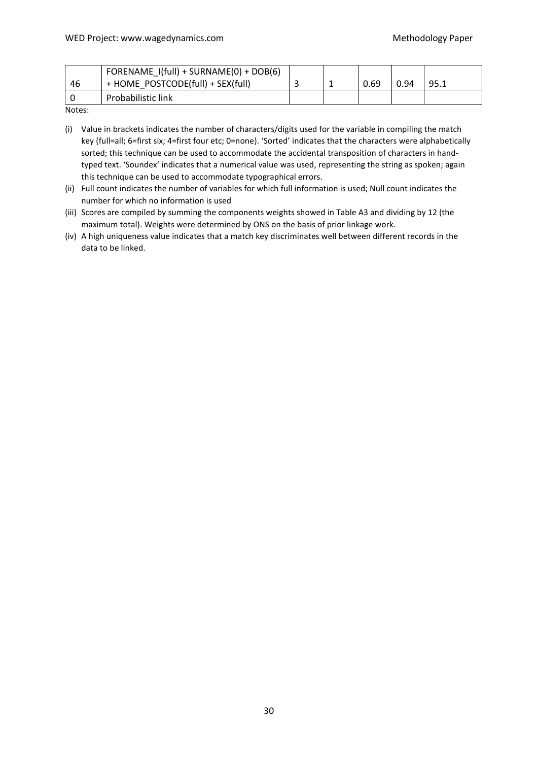| | | | | | | |
|---|---|---|---|---|---|---|
| 46 | FORENAME_I(full) + SURNAME(0) + DOB(6) + HOME_POSTCODE(full) + SEX(full) | 3 | 1 | 0.69 | 0.94 | 95.1 |
| 0 | Probabilistic link | | | | | |

Notes:

(i) Value in brackets indicates the number of characters/digits used for the variable in compiling the match key (full=all; 6=first six; 4=first four etc; 0=none). 'Sorted' indicates that the characters were alphabetically sorted; this technique can be used to accommodate the accidental transposition of characters in hand-typed text. 'Soundex' indicates that a numerical value was used, representing the string as spoken; again this technique can be used to accommodate typographical errors.

(ii) Full count indicates the number of variables for which full information is used; Null count indicates the number for which no information is used

(iii) Scores are compiled by summing the components weights showed in Table A3 and dividing by 12 (the maximum total). Weights were determined by ONS on the basis of prior linkage work.

(iv) A high uniqueness value indicates that a match key discriminates well between different records in the data to be linked.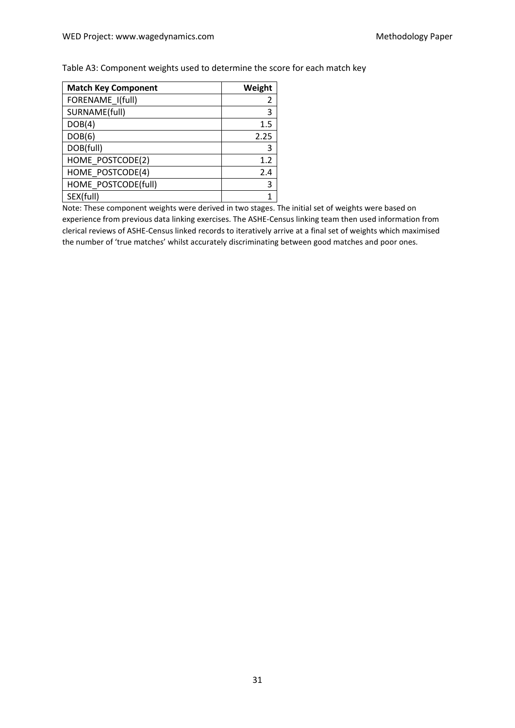Table A3: Component weights used to determine the score for each match key

| **Match Key Component** | **Weight** |
| --- | --- |
| FORENAME_I(full) | 2 |
| SURNAME(full) | 3 |
| DOB(4) | 1.5 |
| DOB(6) | 2.25 |
| DOB(full) | 3 |
| HOME_POSTCODE(2) | 1.2 |
| HOME_POSTCODE(4) | 2.4 |
| HOME_POSTCODE(full) | 3 |
| SEX(full) | 1 |

Note: These component weights were derived in two stages. The initial set of weights were based on experience from previous data linking exercises. The ASHE-Census linking team then used information from clerical reviews of ASHE-Census linked records to iteratively arrive at a final set of weights which maximised the number of 'true matches' whilst accurately discriminating between good matches and poor ones.